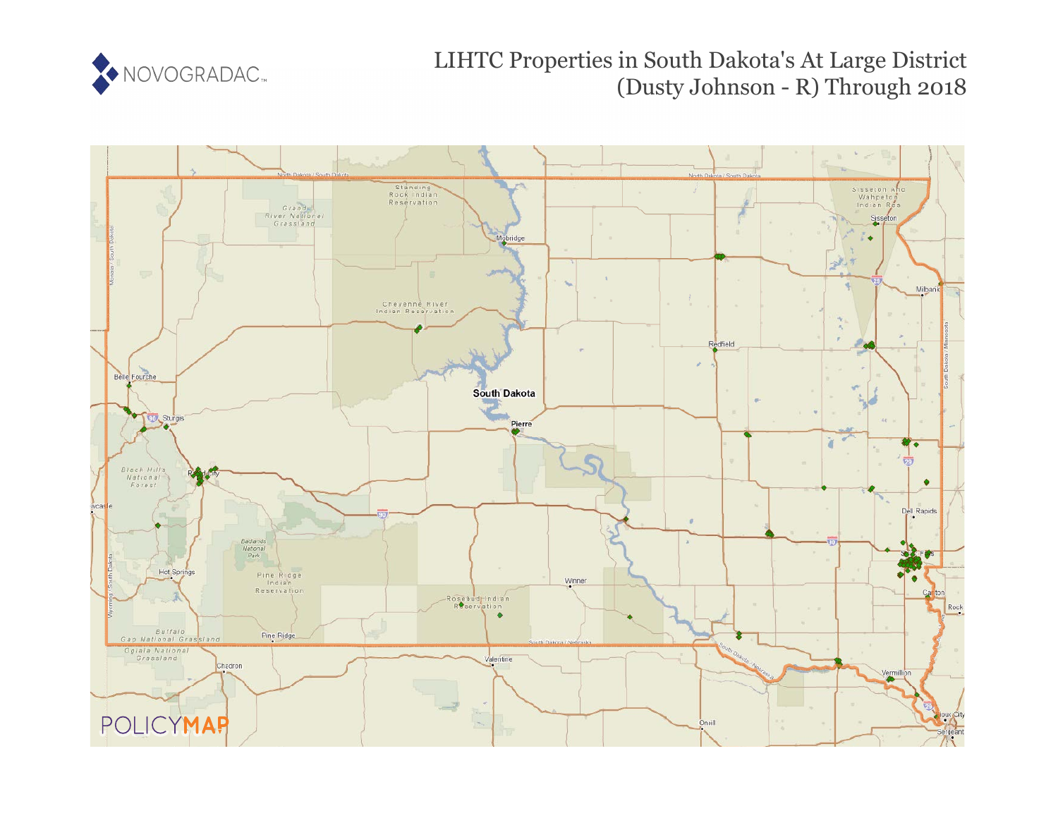NOVOGRADAC

# LIHTC Properties in South Dakota's At Large District (Dusty Johnson - R) Through 2018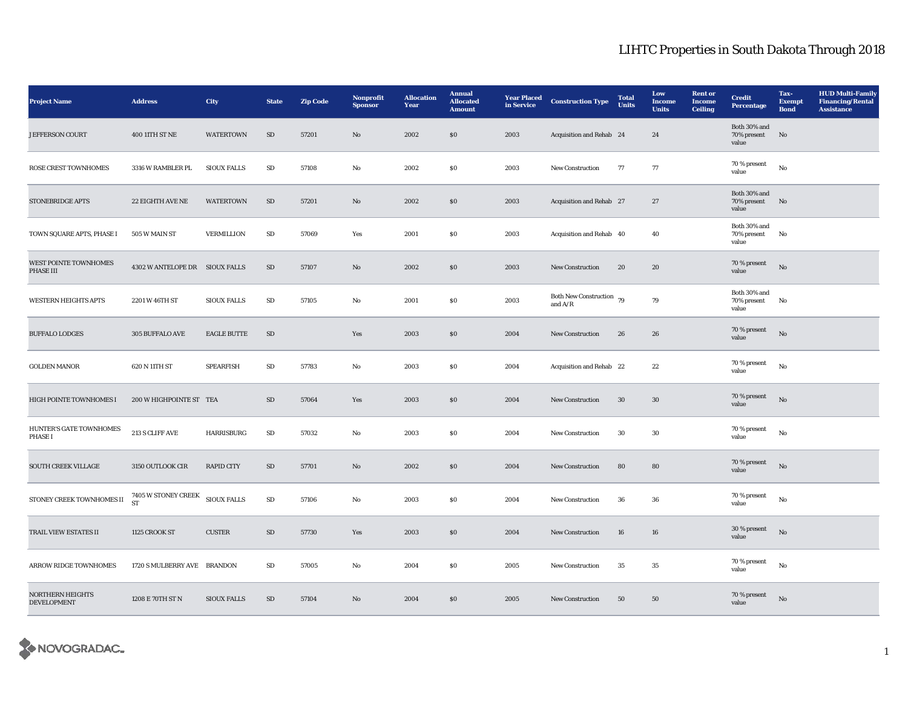# LIHTC Properties in South Dakota Through 2018

| Project Name | Address | City | State | Zip Code | Nonprofit Sponsor | Allocation Year | Annual Allocated Amount | Year Placed in Service | Construction Type | Total Units | Low Income Units | Rent or Income Ceiling | Credit Percentage | Tax-Exempt Bond | HUD Multi-Family Financing/Rental Assistance |
|---|---|---|---|---|---|---|---|---|---|---|---|---|---|---|---|
| JEFFERSON COURT | 400 11TH ST NE | WATERTOWN | SD | 57201 | No | 2002 | $0 | 2003 | Acquisition and Rehab | 24 | 24 | | Both 30% and 70% present value | No | |
| ROSE CREST TOWNHOMES | 3316 W RAMBLER PL | SIOUX FALLS | SD | 57108 | No | 2002 | $0 | 2003 | New Construction | 77 | 77 | | 70 % present value | No | |
| STONEBRIDGE APTS | 22 EIGHTH AVE NE | WATERTOWN | SD | 57201 | No | 2002 | $0 | 2003 | Acquisition and Rehab | 27 | 27 | | Both 30% and 70% present value | No | |
| TOWN SQUARE APTS, PHASE I | 505 W MAIN ST | VERMILLION | SD | 57069 | Yes | 2001 | $0 | 2003 | Acquisition and Rehab | 40 | 40 | | Both 30% and 70% present value | No | |
| WEST POINTE TOWNHOMES PHASE III | 4302 W ANTELOPE DR | SIOUX FALLS | SD | 57107 | No | 2002 | $0 | 2003 | New Construction | 20 | 20 | | 70 % present value | No | |
| WESTERN HEIGHTS APTS | 2201 W 46TH ST | SIOUX FALLS | SD | 57105 | No | 2001 | $0 | 2003 | Both New Construction and A/R | 79 | 79 | | Both 30% and 70% present value | No | |
| BUFFALO LODGES | 305 BUFFALO AVE | EAGLE BUTTE | SD | | Yes | 2003 | $0 | 2004 | New Construction | 26 | 26 | | 70 % present value | No | |
| GOLDEN MANOR | 620 N 11TH ST | SPEARFISH | SD | 57783 | No | 2003 | $0 | 2004 | Acquisition and Rehab | 22 | 22 | | 70 % present value | No | |
| HIGH POINTE TOWNHOMES I | 200 W HIGHPOINTE ST | TEA | SD | 57064 | Yes | 2003 | $0 | 2004 | New Construction | 30 | 30 | | 70 % present value | No | |
| HUNTER'S GATE TOWNHOMES PHASE I | 213 S CLIFF AVE | HARRISBURG | SD | 57032 | No | 2003 | $0 | 2004 | New Construction | 30 | 30 | | 70 % present value | No | |
| SOUTH CREEK VILLAGE | 3150 OUTLOOK CIR | RAPID CITY | SD | 57701 | No | 2002 | $0 | 2004 | New Construction | 80 | 80 | | 70 % present value | No | |
| STONEY CREEK TOWNHOMES II | 7405 W STONEY CREEK ST | SIOUX FALLS | SD | 57106 | No | 2003 | $0 | 2004 | New Construction | 36 | 36 | | 70 % present value | No | |
| TRAIL VIEW ESTATES II | 1125 CROOK ST | CUSTER | SD | 57730 | Yes | 2003 | $0 | 2004 | New Construction | 16 | 16 | | 30 % present value | No | |
| ARROW RIDGE TOWNHOMES | 1720 S MULBERRY AVE | BRANDON | SD | 57005 | No | 2004 | $0 | 2005 | New Construction | 35 | 35 | | 70 % present value | No | |
| NORTHERN HEIGHTS DEVELOPMENT | 1208 E 70TH ST N | SIOUX FALLS | SD | 57104 | No | 2004 | $0 | 2005 | New Construction | 50 | 50 | | 70 % present value | No | |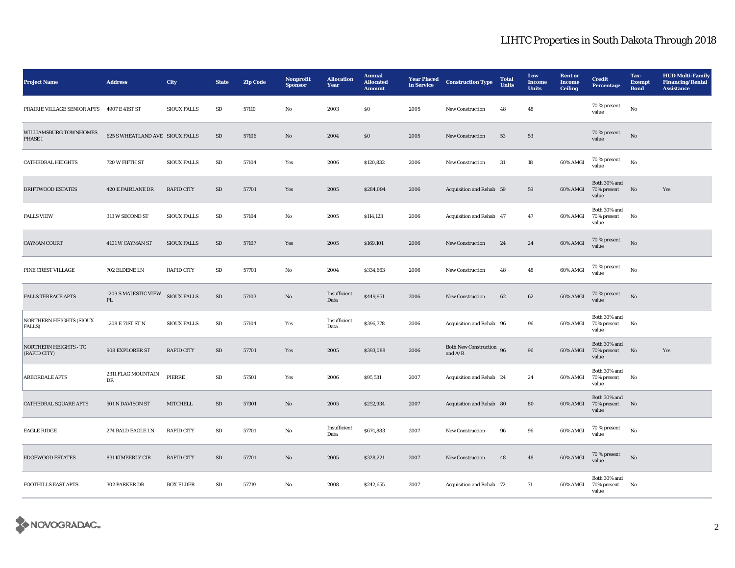# LIHTC Properties in South Dakota Through 2018

| Project Name | Address | City | State | Zip Code | Nonprofit Sponsor | Allocation Year | Annual Allocated Amount | Year Placed in Service | Construction Type | Total Units | Low Income Units | Rent or Income Ceiling | Credit Percentage | Tax-Exempt Bond | HUD Multi-Family Financing/Rental Assistance |
|---|---|---|---|---|---|---|---|---|---|---|---|---|---|---|---|
| PRAIRIE VILLAGE SENIOR APTS | 4907 E 41ST ST | SIOUX FALLS | SD | 57110 | No | 2003 | $0 | 2005 | New Construction | 48 | 48 | | 70 % present value | No | |
| WILLIAMSBURG TOWNHOMES PHASE I | 625 S WHEATLAND AVE | SIOUX FALLS | SD | 57106 | No | 2004 | $0 | 2005 | New Construction | 53 | 53 | | 70 % present value | No | |
| CATHEDRAL HEIGHTS | 720 W FIFTH ST | SIOUX FALLS | SD | 57104 | Yes | 2006 | $120,832 | 2006 | New Construction | 31 | 18 | 60% AMGI | 70 % present value | No | |
| DRIFTWOOD ESTATES | 420 E FAIRLANE DR | RAPID CITY | SD | 57701 | Yes | 2005 | $284,094 | 2006 | Acquisition and Rehab | 59 | 59 | 60% AMGI | Both 30% and 70% present value | No | Yes |
| FALLS VIEW | 313 W SECOND ST | SIOUX FALLS | SD | 57104 | No | 2005 | $114,123 | 2006 | Acquisition and Rehab | 47 | 47 | 60% AMGI | Both 30% and 70% present value | No | |
| CAYMAN COURT | 4101 W CAYMAN ST | SIOUX FALLS | SD | 57107 | Yes | 2005 | $169,101 | 2006 | New Construction | 24 | 24 | 60% AMGI | 70 % present value | No | |
| PINE CREST VILLAGE | 702 ELDENE LN | RAPID CITY | SD | 57701 | No | 2004 | $334,663 | 2006 | New Construction | 48 | 48 | 60% AMGI | 70 % present value | No | |
| FALLS TERRACE APTS | 1209 S MAJESTIC VIEW PL | SIOUX FALLS | SD | 57103 | No | Insufficient Data | $449,951 | 2006 | New Construction | 62 | 62 | 60% AMGI | 70 % present value | No | |
| NORTHERN HEIGHTS (SIOUX FALLS) | 1208 E 71ST ST N | SIOUX FALLS | SD | 57104 | Yes | Insufficient Data | $396,378 | 2006 | Acquisition and Rehab | 96 | 96 | 60% AMGI | Both 30% and 70% present value | No | |
| NORTHERN HEIGHTS - TC (RAPID CITY) | 908 EXPLORER ST | RAPID CITY | SD | 57701 | Yes | 2005 | $393,088 | 2006 | Both New Construction and A/R | 96 | 96 | 60% AMGI | Both 30% and 70% present value | No | Yes |
| ARBORDALE APTS | 2311 FLAG MOUNTAIN DR | PIERRE | SD | 57501 | Yes | 2006 | $95,531 | 2007 | Acquisition and Rehab | 24 | 24 | 60% AMGI | Both 30% and 70% present value | No | |
| CATHEDRAL SQUARE APTS | 501 N DAVISON ST | MITCHELL | SD | 57301 | No | 2005 | $252,934 | 2007 | Acquisition and Rehab | 80 | 80 | 60% AMGI | Both 30% and 70% present value | No | |
| EAGLE RIDGE | 274 BALD EAGLE LN | RAPID CITY | SD | 57701 | No | Insufficient Data | $674,883 | 2007 | New Construction | 96 | 96 | 60% AMGI | 70 % present value | No | |
| EDGEWOOD ESTATES | 831 KIMBERLY CIR | RAPID CITY | SD | 57701 | No | 2005 | $328,221 | 2007 | New Construction | 48 | 48 | 60% AMGI | 70 % present value | No | |
| FOOTHILLS EAST APTS | 302 PARKER DR | BOX ELDER | SD | 57719 | No | 2008 | $242,655 | 2007 | Acquisition and Rehab | 72 | 71 | 60% AMGI | Both 30% and 70% present value | No | |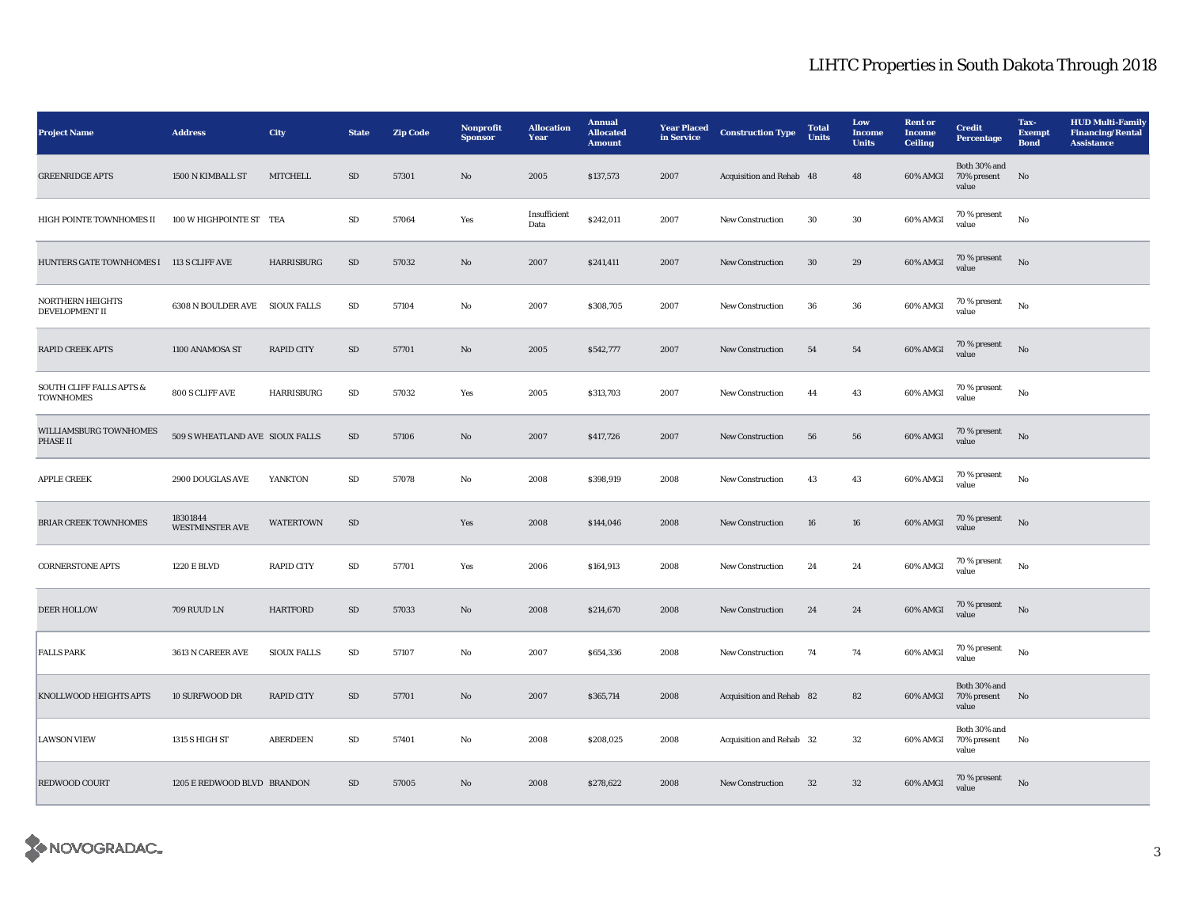# LIHTC Properties in South Dakota Through 2018

| Project Name | Address | City | State | Zip Code | Nonprofit Sponsor | Allocation Year | Annual Allocated Amount | Year Placed in Service | Construction Type | Total Units | Low Income Units | Rent or Income Ceiling | Credit Percentage | Tax-Exempt Bond | HUD Multi-Family Financing/Rental Assistance |
|---|---|---|---|---|---|---|---|---|---|---|---|---|---|---|---|
| GREENRIDGE APTS | 1500 N KIMBALL ST | MITCHELL | SD | 57301 | No | 2005 | $137,573 | 2007 | Acquisition and Rehab | 48 | 48 | 60% AMGI | Both 30% and 70% present value | No | |
| HIGH POINTE TOWNHOMES II | 100 W HIGHPOINTE ST | TEA | SD | 57064 | Yes | Insufficient Data | $242,011 | 2007 | New Construction | 30 | 30 | 60% AMGI | 70 % present value | No | |
| HUNTERS GATE TOWNHOMES I | 113 S CLIFF AVE | HARRISBURG | SD | 57032 | No | 2007 | $241,411 | 2007 | New Construction | 30 | 29 | 60% AMGI | 70 % present value | No | |
| NORTHERN HEIGHTS DEVELOPMENT II | 6308 N BOULDER AVE | SIOUX FALLS | SD | 57104 | No | 2007 | $308,705 | 2007 | New Construction | 36 | 36 | 60% AMGI | 70 % present value | No | |
| RAPID CREEK APTS | 1100 ANAMOSA ST | RAPID CITY | SD | 57701 | No | 2005 | $542,777 | 2007 | New Construction | 54 | 54 | 60% AMGI | 70 % present value | No | |
| SOUTH CLIFF FALLS APTS & TOWNHOMES | 800 S CLIFF AVE | HARRISBURG | SD | 57032 | Yes | 2005 | $313,703 | 2007 | New Construction | 44 | 43 | 60% AMGI | 70 % present value | No | |
| WILLIAMSBURG TOWNHOMES PHASE II | 509 S WHEATLAND AVE | SIOUX FALLS | SD | 57106 | No | 2007 | $417,726 | 2007 | New Construction | 56 | 56 | 60% AMGI | 70 % present value | No | |
| APPLE CREEK | 2900 DOUGLAS AVE | YANKTON | SD | 57078 | No | 2008 | $398,919 | 2008 | New Construction | 43 | 43 | 60% AMGI | 70 % present value | No | |
| BRIAR CREEK TOWNHOMES | 18301844 WESTMINSTER AVE | WATERTOWN | SD | | Yes | 2008 | $144,046 | 2008 | New Construction | 16 | 16 | 60% AMGI | 70 % present value | No | |
| CORNERSTONE APTS | 1220 E BLVD | RAPID CITY | SD | 57701 | Yes | 2006 | $164,913 | 2008 | New Construction | 24 | 24 | 60% AMGI | 70 % present value | No | |
| DEER HOLLOW | 709 RUUD LN | HARTFORD | SD | 57033 | No | 2008 | $214,670 | 2008 | New Construction | 24 | 24 | 60% AMGI | 70 % present value | No | |
| FALLS PARK | 3613 N CAREER AVE | SIOUX FALLS | SD | 57107 | No | 2007 | $654,336 | 2008 | New Construction | 74 | 74 | 60% AMGI | 70 % present value | No | |
| KNOLLWOOD HEIGHTS APTS | 10 SURFWOOD DR | RAPID CITY | SD | 57701 | No | 2007 | $365,714 | 2008 | Acquisition and Rehab | 82 | 82 | 60% AMGI | Both 30% and 70% present value | No | |
| LAWSON VIEW | 1315 S HIGH ST | ABERDEEN | SD | 57401 | No | 2008 | $208,025 | 2008 | Acquisition and Rehab | 32 | 32 | 60% AMGI | Both 30% and 70% present value | No | |
| REDWOOD COURT | 1205 E REDWOOD BLVD | BRANDON | SD | 57005 | No | 2008 | $278,622 | 2008 | New Construction | 32 | 32 | 60% AMGI | 70 % present value | No | |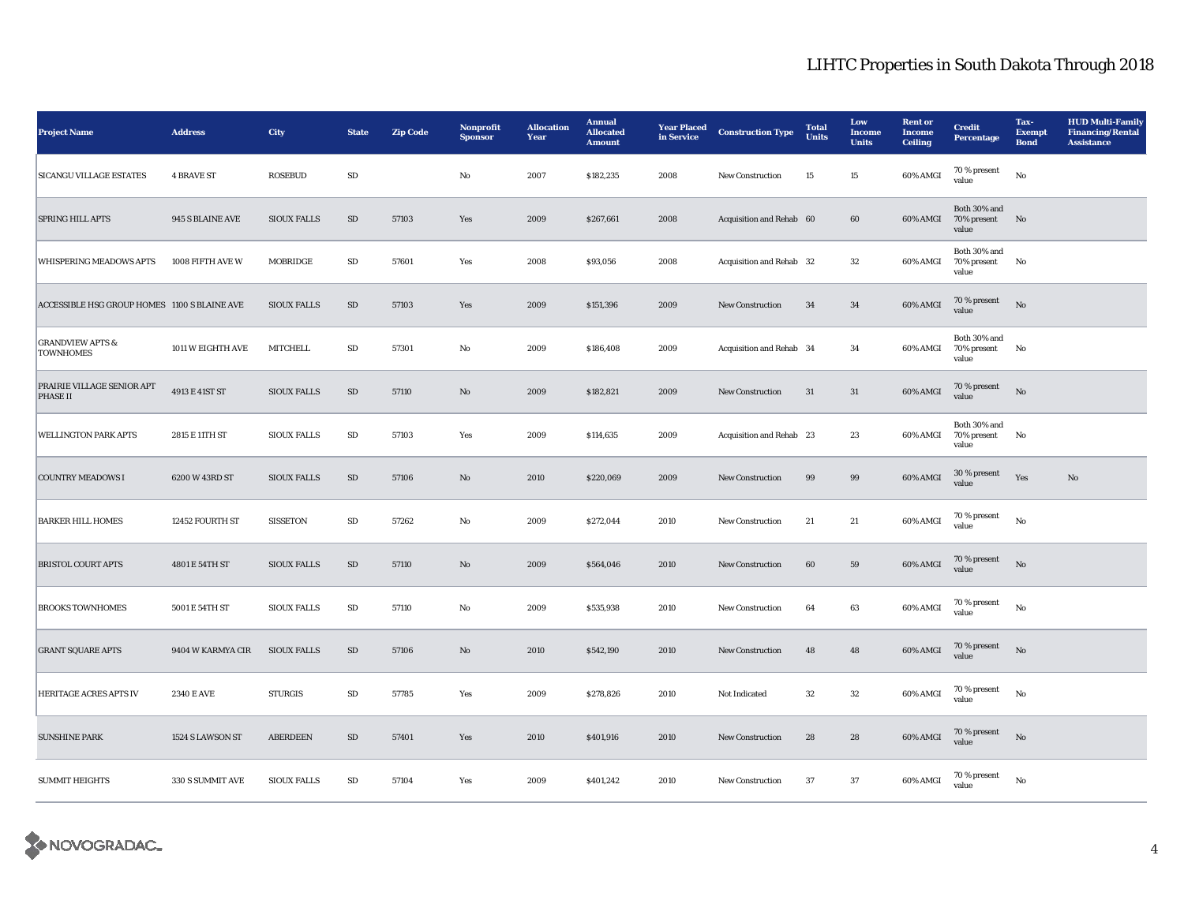# LIHTC Properties in South Dakota Through 2018

| Project Name | Address | City | State | Zip Code | Nonprofit Sponsor | Allocation Year | Annual Allocated Amount | Year Placed in Service | Construction Type | Total Units | Low Income Units | Rent or Income Ceiling | Credit Percentage | Tax-Exempt Bond | HUD Multi-Family Financing/Rental Assistance |
|---|---|---|---|---|---|---|---|---|---|---|---|---|---|---|---|
| SICANGU VILLAGE ESTATES | 4 BRAVE ST | ROSEBUD | SD | | No | 2007 | $182,235 | 2008 | New Construction | 15 | 15 | 60% AMGI | 70 % present value | No | |
| SPRING HILL APTS | 945 S BLAINE AVE | SIOUX FALLS | SD | 57103 | Yes | 2009 | $267,661 | 2008 | Acquisition and Rehab | 60 | 60 | 60% AMGI | Both 30% and 70% present value | No | |
| WHISPERING MEADOWS APTS | 1008 FIFTH AVE W | MOBRIDGE | SD | 57601 | Yes | 2008 | $93,056 | 2008 | Acquisition and Rehab | 32 | 32 | 60% AMGI | Both 30% and 70% present value | No | |
| ACCESSIBLE HSG GROUP HOMES | 1100 S BLAINE AVE | SIOUX FALLS | SD | 57103 | Yes | 2009 | $151,396 | 2009 | New Construction | 34 | 34 | 60% AMGI | 70 % present value | No | |
| GRANDVIEW APTS & TOWNHOMES | 1011 W EIGHTH AVE | MITCHELL | SD | 57301 | No | 2009 | $186,408 | 2009 | Acquisition and Rehab | 34 | 34 | 60% AMGI | Both 30% and 70% present value | No | |
| PRAIRIE VILLAGE SENIOR APT PHASE II | 4913 E 41ST ST | SIOUX FALLS | SD | 57110 | No | 2009 | $182,821 | 2009 | New Construction | 31 | 31 | 60% AMGI | 70 % present value | No | |
| WELLINGTON PARK APTS | 2815 E 11TH ST | SIOUX FALLS | SD | 57103 | Yes | 2009 | $114,635 | 2009 | Acquisition and Rehab | 23 | 23 | 60% AMGI | Both 30% and 70% present value | No | |
| COUNTRY MEADOWS I | 6200 W 43RD ST | SIOUX FALLS | SD | 57106 | No | 2010 | $220,069 | 2009 | New Construction | 99 | 99 | 60% AMGI | 30 % present value | Yes | No |
| BARKER HILL HOMES | 12452 FOURTH ST | SISSETON | SD | 57262 | No | 2009 | $272,044 | 2010 | New Construction | 21 | 21 | 60% AMGI | 70 % present value | No | |
| BRISTOL COURT APTS | 4801 E 54TH ST | SIOUX FALLS | SD | 57110 | No | 2009 | $564,046 | 2010 | New Construction | 60 | 59 | 60% AMGI | 70 % present value | No | |
| BROOKS TOWNHOMES | 5001 E 54TH ST | SIOUX FALLS | SD | 57110 | No | 2009 | $535,938 | 2010 | New Construction | 64 | 63 | 60% AMGI | 70 % present value | No | |
| GRANT SQUARE APTS | 9404 W KARMYA CIR | SIOUX FALLS | SD | 57106 | No | 2010 | $542,190 | 2010 | New Construction | 48 | 48 | 60% AMGI | 70 % present value | No | |
| HERITAGE ACRES APTS IV | 2340 E AVE | STURGIS | SD | 57785 | Yes | 2009 | $278,826 | 2010 | Not Indicated | 32 | 32 | 60% AMGI | 70 % present value | No | |
| SUNSHINE PARK | 1524 S LAWSON ST | ABERDEEN | SD | 57401 | Yes | 2010 | $401,916 | 2010 | New Construction | 28 | 28 | 60% AMGI | 70 % present value | No | |
| SUMMIT HEIGHTS | 330 S SUMMIT AVE | SIOUX FALLS | SD | 57104 | Yes | 2009 | $401,242 | 2010 | New Construction | 37 | 37 | 60% AMGI | 70 % present value | No | |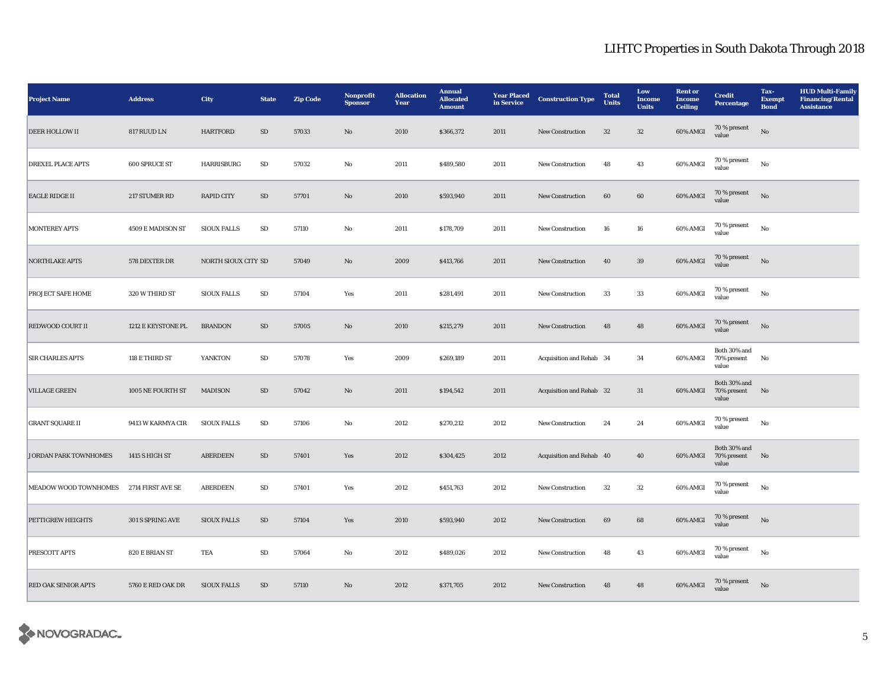# LIHTC Properties in South Dakota Through 2018

| Project Name | Address | City | State | Zip Code | Nonprofit Sponsor | Allocation Year | Annual Allocated Amount | Year Placed in Service | Construction Type | Total Units | Low Income Units | Rent or Income Ceiling | Credit Percentage | Tax-Exempt Bond | HUD Multi-Family Financing/Rental Assistance |
|---|---|---|---|---|---|---|---|---|---|---|---|---|---|---|---|
| DEER HOLLOW II | 817 RUUD LN | HARTFORD | SD | 57033 | No | 2010 | $366,372 | 2011 | New Construction | 32 | 32 | 60% AMGI | 70 % present value | No | |
| DREXEL PLACE APTS | 600 SPRUCE ST | HARRISBURG | SD | 57032 | No | 2011 | $489,580 | 2011 | New Construction | 48 | 43 | 60% AMGI | 70 % present value | No | |
| EAGLE RIDGE II | 217 STUMER RD | RAPID CITY | SD | 57701 | No | 2010 | $593,940 | 2011 | New Construction | 60 | 60 | 60% AMGI | 70 % present value | No | |
| MONTEREY APTS | 4509 E MADISON ST | SIOUX FALLS | SD | 57110 | No | 2011 | $178,709 | 2011 | New Construction | 16 | 16 | 60% AMGI | 70 % present value | No | |
| NORTHLAKE APTS | 578 DEXTER DR | NORTH SIOUX CITY | SD | 57049 | No | 2009 | $413,766 | 2011 | New Construction | 40 | 39 | 60% AMGI | 70 % present value | No | |
| PROJECT SAFE HOME | 320 W THIRD ST | SIOUX FALLS | SD | 57104 | Yes | 2011 | $281,491 | 2011 | New Construction | 33 | 33 | 60% AMGI | 70 % present value | No | |
| REDWOOD COURT II | 1212 E KEYSTONE PL | BRANDON | SD | 57005 | No | 2010 | $215,279 | 2011 | New Construction | 48 | 48 | 60% AMGI | 70 % present value | No | |
| SIR CHARLES APTS | 118 E THIRD ST | YANKTON | SD | 57078 | Yes | 2009 | $269,189 | 2011 | Acquisition and Rehab | 34 | 34 | 60% AMGI | Both 30% and 70% present value | No | |
| VILLAGE GREEN | 1005 NE FOURTH ST | MADISON | SD | 57042 | No | 2011 | $194,542 | 2011 | Acquisition and Rehab | 32 | 31 | 60% AMGI | Both 30% and 70% present value | No | |
| GRANT SQUARE II | 9413 W KARMYA CIR | SIOUX FALLS | SD | 57106 | No | 2012 | $270,212 | 2012 | New Construction | 24 | 24 | 60% AMGI | 70 % present value | No | |
| JORDAN PARK TOWNHOMES | 1415 S HIGH ST | ABERDEEN | SD | 57401 | Yes | 2012 | $304,425 | 2012 | Acquisition and Rehab | 40 | 40 | 60% AMGI | Both 30% and 70% present value | No | |
| MEADOW WOOD TOWNHOMES | 2714 FIRST AVE SE | ABERDEEN | SD | 57401 | Yes | 2012 | $451,763 | 2012 | New Construction | 32 | 32 | 60% AMGI | 70 % present value | No | |
| PETTIGREW HEIGHTS | 301 S SPRING AVE | SIOUX FALLS | SD | 57104 | Yes | 2010 | $593,940 | 2012 | New Construction | 69 | 68 | 60% AMGI | 70 % present value | No | |
| PRESCOTT APTS | 820 E BRIAN ST | TEA | SD | 57064 | No | 2012 | $489,026 | 2012 | New Construction | 48 | 43 | 60% AMGI | 70 % present value | No | |
| RED OAK SENIOR APTS | 5760 E RED OAK DR | SIOUX FALLS | SD | 57110 | No | 2012 | $371,705 | 2012 | New Construction | 48 | 48 | 60% AMGI | 70 % present value | No | |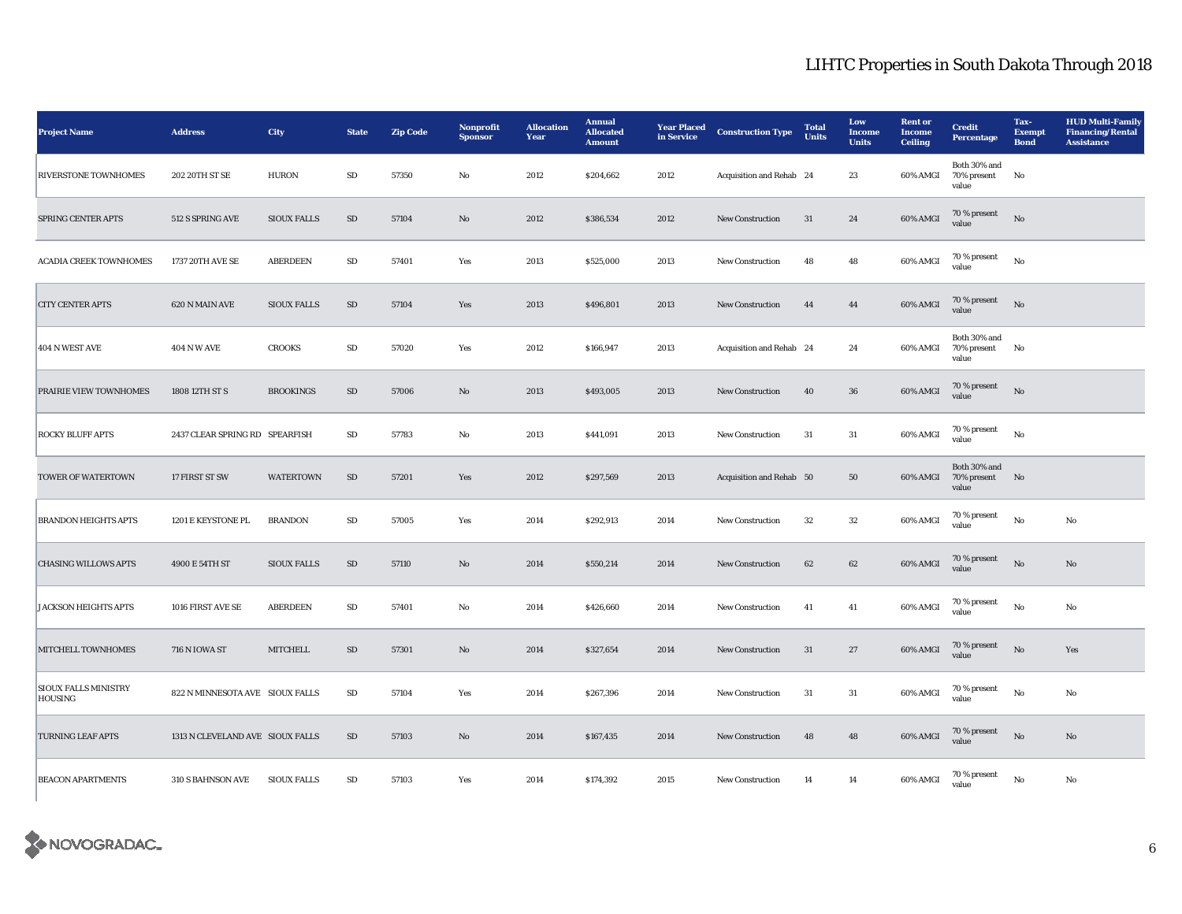# LIHTC Properties in South Dakota Through 2018

| Project Name | Address | City | State | Zip Code | Nonprofit Sponsor | Allocation Year | Annual Allocated Amount | Year Placed in Service | Construction Type | Total Units | Low Income Units | Rent or Income Ceiling | Credit Percentage | Tax-Exempt Bond | HUD Multi-Family Financing/Rental Assistance |
|---|---|---|---|---|---|---|---|---|---|---|---|---|---|---|---|
| RIVERSTONE TOWNHOMES | 202 20TH ST SE | HURON | SD | 57350 | No | 2012 | $204,662 | 2012 | Acquisition and Rehab | 24 | 23 | 60% AMGI | Both 30% and 70% present value | No | |
| SPRING CENTER APTS | 512 S SPRING AVE | SIOUX FALLS | SD | 57104 | No | 2012 | $386,534 | 2012 | New Construction | 31 | 24 | 60% AMGI | 70 % present value | No | |
| ACADIA CREEK TOWNHOMES | 1737 20TH AVE SE | ABERDEEN | SD | 57401 | Yes | 2013 | $525,000 | 2013 | New Construction | 48 | 48 | 60% AMGI | 70 % present value | No | |
| CITY CENTER APTS | 620 N MAIN AVE | SIOUX FALLS | SD | 57104 | Yes | 2013 | $496,801 | 2013 | New Construction | 44 | 44 | 60% AMGI | 70 % present value | No | |
| 404 N WEST AVE | 404 N W AVE | CROOKS | SD | 57020 | Yes | 2012 | $166,947 | 2013 | Acquisition and Rehab | 24 | 24 | 60% AMGI | Both 30% and 70% present value | No | |
| PRAIRIE VIEW TOWNHOMES | 1808 12TH ST S | BROOKINGS | SD | 57006 | No | 2013 | $493,005 | 2013 | New Construction | 40 | 36 | 60% AMGI | 70 % present value | No | |
| ROCKY BLUFF APTS | 2437 CLEAR SPRING RD | SPEARFISH | SD | 57783 | No | 2013 | $441,091 | 2013 | New Construction | 31 | 31 | 60% AMGI | 70 % present value | No | |
| TOWER OF WATERTOWN | 17 FIRST ST SW | WATERTOWN | SD | 57201 | Yes | 2012 | $297,569 | 2013 | Acquisition and Rehab | 50 | 50 | 60% AMGI | Both 30% and 70% present value | No | |
| BRANDON HEIGHTS APTS | 1201 E KEYSTONE PL | BRANDON | SD | 57005 | Yes | 2014 | $292,913 | 2014 | New Construction | 32 | 32 | 60% AMGI | 70 % present value | No | No |
| CHASING WILLOWS APTS | 4900 E 54TH ST | SIOUX FALLS | SD | 57110 | No | 2014 | $550,214 | 2014 | New Construction | 62 | 62 | 60% AMGI | 70 % present value | No | No |
| JACKSON HEIGHTS APTS | 1016 FIRST AVE SE | ABERDEEN | SD | 57401 | No | 2014 | $426,660 | 2014 | New Construction | 41 | 41 | 60% AMGI | 70 % present value | No | No |
| MITCHELL TOWNHOMES | 716 N IOWA ST | MITCHELL | SD | 57301 | No | 2014 | $327,654 | 2014 | New Construction | 31 | 27 | 60% AMGI | 70 % present value | No | Yes |
| SIOUX FALLS MINISTRY HOUSING | 822 N MINNESOTA AVE | SIOUX FALLS | SD | 57104 | Yes | 2014 | $267,396 | 2014 | New Construction | 31 | 31 | 60% AMGI | 70 % present value | No | No |
| TURNING LEAF APTS | 1313 N CLEVELAND AVE | SIOUX FALLS | SD | 57103 | No | 2014 | $167,435 | 2014 | New Construction | 48 | 48 | 60% AMGI | 70 % present value | No | No |
| BEACON APARTMENTS | 310 S BAHNSON AVE | SIOUX FALLS | SD | 57103 | Yes | 2014 | $174,392 | 2015 | New Construction | 14 | 14 | 60% AMGI | 70 % present value | No | No |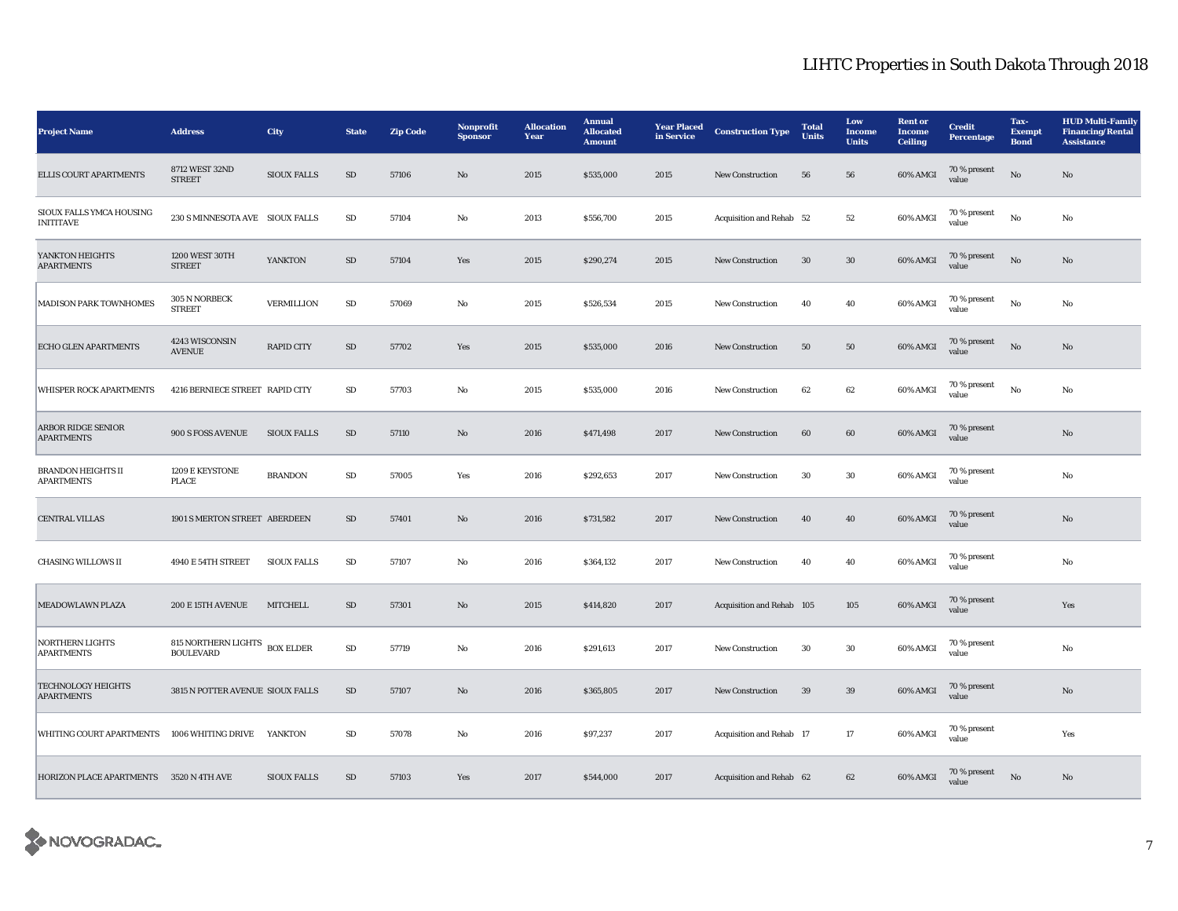# LIHTC Properties in South Dakota Through 2018

| Project Name | Address | City | State | Zip Code | Nonprofit Sponsor | Allocation Year | Annual Allocated Amount | Year Placed in Service | Construction Type | Total Units | Low Income Units | Rent or Income Ceiling | Credit Percentage | Tax-Exempt Bond | HUD Multi-Family Financing/Rental Assistance |
|---|---|---|---|---|---|---|---|---|---|---|---|---|---|---|---|
| ELLIS COURT APARTMENTS | 8712 WEST 32ND STREET | SIOUX FALLS | SD | 57106 | No | 2015 | $535,000 | 2015 | New Construction | 56 | 56 | 60% AMGI | 70 % present value | No | No |
| SIOUX FALLS YMCA HOUSING INITITAVE | 230 S MINNESOTA AVE | SIOUX FALLS | SD | 57104 | No | 2013 | $556,700 | 2015 | Acquisition and Rehab | 52 | 52 | 60% AMGI | 70 % present value | No | No |
| YANKTON HEIGHTS APARTMENTS | 1200 WEST 30TH STREET | YANKTON | SD | 57104 | Yes | 2015 | $290,274 | 2015 | New Construction | 30 | 30 | 60% AMGI | 70 % present value | No | No |
| MADISON PARK TOWNHOMES | 305 N NORBECK STREET | VERMILLION | SD | 57069 | No | 2015 | $526,534 | 2015 | New Construction | 40 | 40 | 60% AMGI | 70 % present value | No | No |
| ECHO GLEN APARTMENTS | 4243 WISCONSIN AVENUE | RAPID CITY | SD | 57702 | Yes | 2015 | $535,000 | 2016 | New Construction | 50 | 50 | 60% AMGI | 70 % present value | No | No |
| WHISPER ROCK APARTMENTS | 4216 BERNIECE STREET | RAPID CITY | SD | 57703 | No | 2015 | $535,000 | 2016 | New Construction | 62 | 62 | 60% AMGI | 70 % present value | No | No |
| ARBOR RIDGE SENIOR APARTMENTS | 900 S FOSS AVENUE | SIOUX FALLS | SD | 57110 | No | 2016 | $471,498 | 2017 | New Construction | 60 | 60 | 60% AMGI | 70 % present value | | No |
| BRANDON HEIGHTS II APARTMENTS | 1209 E KEYSTONE PLACE | BRANDON | SD | 57005 | Yes | 2016 | $292,653 | 2017 | New Construction | 30 | 30 | 60% AMGI | 70 % present value | | No |
| CENTRAL VILLAS | 1901 S MERTON STREET | ABERDEEN | SD | 57401 | No | 2016 | $731,582 | 2017 | New Construction | 40 | 40 | 60% AMGI | 70 % present value | | No |
| CHASING WILLOWS II | 4940 E 54TH STREET | SIOUX FALLS | SD | 57107 | No | 2016 | $364,132 | 2017 | New Construction | 40 | 40 | 60% AMGI | 70 % present value | | No |
| MEADOWLAWN PLAZA | 200 E 15TH AVENUE | MITCHELL | SD | 57301 | No | 2015 | $414,820 | 2017 | Acquisition and Rehab | 105 | 105 | 60% AMGI | 70 % present value | | Yes |
| NORTHERN LIGHTS APARTMENTS | 815 NORTHERN LIGHTS BOULEVARD | BOX ELDER | SD | 57719 | No | 2016 | $291,613 | 2017 | New Construction | 30 | 30 | 60% AMGI | 70 % present value | | No |
| TECHNOLOGY HEIGHTS APARTMENTS | 3815 N POTTER AVENUE | SIOUX FALLS | SD | 57107 | No | 2016 | $365,805 | 2017 | New Construction | 39 | 39 | 60% AMGI | 70 % present value | | No |
| WHITING COURT APARTMENTS | 1006 WHITING DRIVE | YANKTON | SD | 57078 | No | 2016 | $97,237 | 2017 | Acquisition and Rehab | 17 | 17 | 60% AMGI | 70 % present value | | Yes |
| HORIZON PLACE APARTMENTS | 3520 N 4TH AVE | SIOUX FALLS | SD | 57103 | Yes | 2017 | $544,000 | 2017 | Acquisition and Rehab | 62 | 62 | 60% AMGI | 70 % present value | No | No |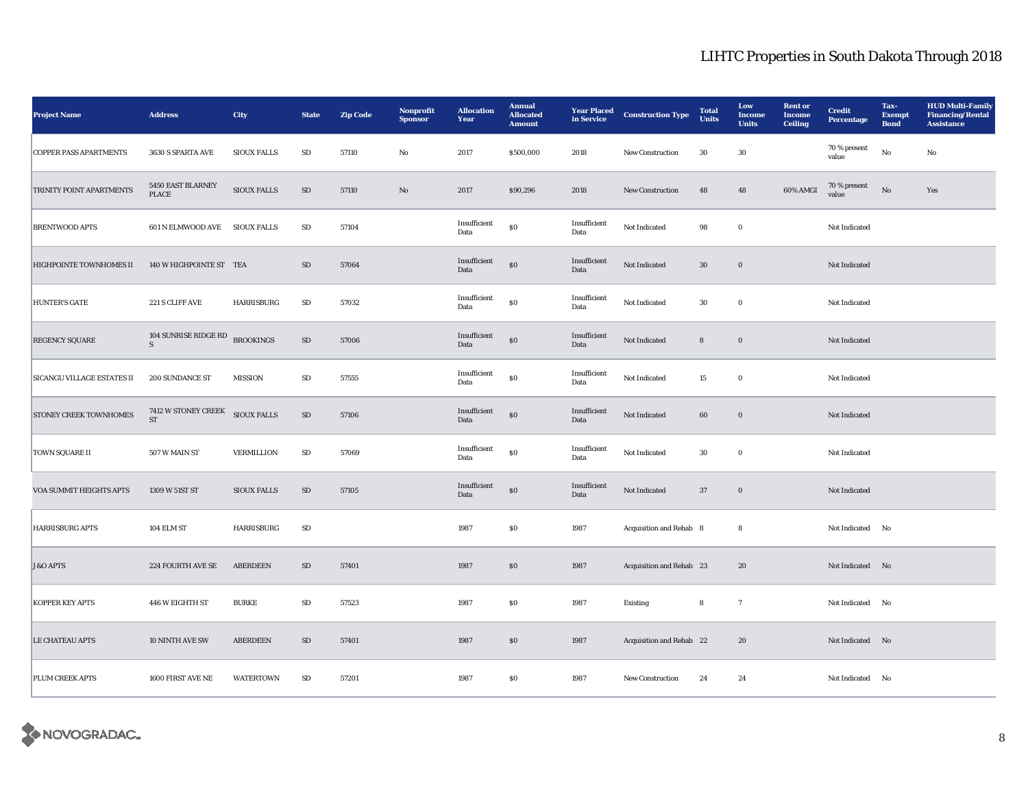# LIHTC Properties in South Dakota Through 2018

| Project Name | Address | City | State | Zip Code | Nonprofit Sponsor | Allocation Year | Annual Allocated Amount | Year Placed in Service | Construction Type | Total Units | Low Income Units | Rent or Income Ceiling | Credit Percentage | Tax-Exempt Bond | HUD Multi-Family Financing/Rental Assistance |
|---|---|---|---|---|---|---|---|---|---|---|---|---|---|---|---|
| COPPER PASS APARTMENTS | 3630 S SPARTA AVE | SIOUX FALLS | SD | 57110 | No | 2017 | $500,000 | 2018 | New Construction | 30 | 30 | | 70 % present value | No | No |
| TRINITY POINT APARTMENTS | 5450 EAST BLARNEY PLACE | SIOUX FALLS | SD | 57110 | No | 2017 | $90,296 | 2018 | New Construction | 48 | 48 | 60% AMGI | 70 % present value | No | Yes |
| BRENTWOOD APTS | 601 N ELMWOOD AVE | SIOUX FALLS | SD | 57104 | | Insufficient Data | $0 | Insufficient Data | Not Indicated | 98 | 0 | | Not Indicated | | |
| HIGHPOINTE TOWNHOMES II | 140 W HIGHPOINTE ST | TEA | SD | 57064 | | Insufficient Data | $0 | Insufficient Data | Not Indicated | 30 | 0 | | Not Indicated | | |
| HUNTER'S GATE | 221 S CLIFF AVE | HARRISBURG | SD | 57032 | | Insufficient Data | $0 | Insufficient Data | Not Indicated | 30 | 0 | | Not Indicated | | |
| REGENCY SQUARE | 104 SUNRISE RIDGE RD S | BROOKINGS | SD | 57006 | | Insufficient Data | $0 | Insufficient Data | Not Indicated | 8 | 0 | | Not Indicated | | |
| SICANGU VILLAGE ESTATES II | 200 SUNDANCE ST | MISSION | SD | 57555 | | Insufficient Data | $0 | Insufficient Data | Not Indicated | 15 | 0 | | Not Indicated | | |
| STONEY CREEK TOWNHOMES | 7412 W STONEY CREEK ST | SIOUX FALLS | SD | 57106 | | Insufficient Data | $0 | Insufficient Data | Not Indicated | 60 | 0 | | Not Indicated | | |
| TOWN SQUARE II | 507 W MAIN ST | VERMILLION | SD | 57069 | | Insufficient Data | $0 | Insufficient Data | Not Indicated | 30 | 0 | | Not Indicated | | |
| VOA SUMMIT HEIGHTS APTS | 1309 W 51ST ST | SIOUX FALLS | SD | 57105 | | Insufficient Data | $0 | Insufficient Data | Not Indicated | 37 | 0 | | Not Indicated | | |
| HARRISBURG APTS | 104 ELM ST | HARRISBURG | SD | | | 1987 | $0 | 1987 | Acquisition and Rehab | 8 | 8 | | Not Indicated | No | |
| J &O APTS | 224 FOURTH AVE SE | ABERDEEN | SD | 57401 | | 1987 | $0 | 1987 | Acquisition and Rehab | 23 | 20 | | Not Indicated | No | |
| KOPPER KEY APTS | 446 W EIGHTH ST | BURKE | SD | 57523 | | 1987 | $0 | 1987 | Existing | 8 | 7 | | Not Indicated | No | |
| LE CHATEAU APTS | 10 NINTH AVE SW | ABERDEEN | SD | 57401 | | 1987 | $0 | 1987 | Acquisition and Rehab | 22 | 20 | | Not Indicated | No | |
| PLUM CREEK APTS | 1600 FIRST AVE NE | WATERTOWN | SD | 57201 | | 1987 | $0 | 1987 | New Construction | 24 | 24 | | Not Indicated | No | |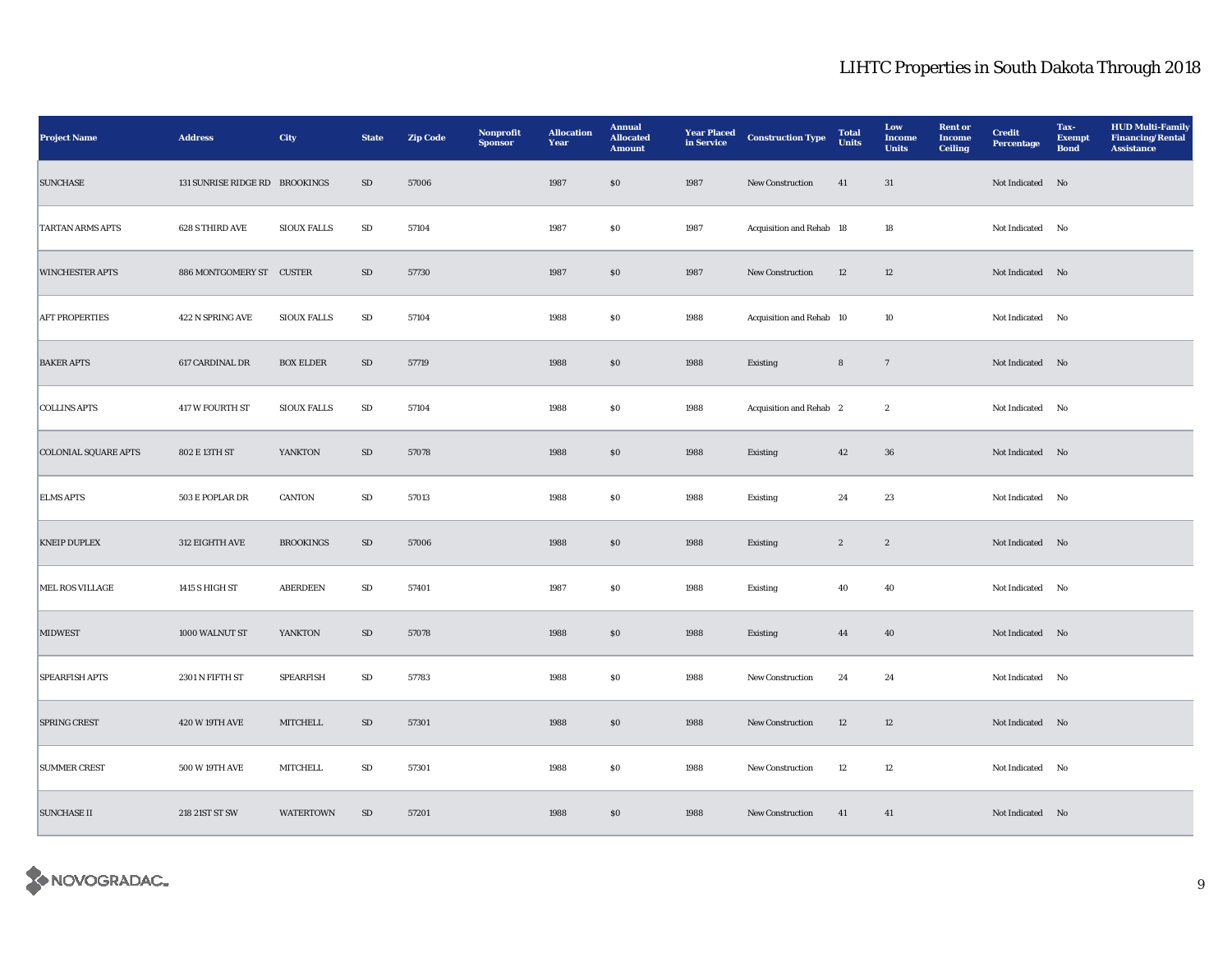# LIHTC Properties in South Dakota Through 2018

| Project Name | Address | City | State | Zip Code | Nonprofit Sponsor | Allocation Year | Annual Allocated Amount | Year Placed in Service | Construction Type | Total Units | Low Income Units | Rent or Income Ceiling | Credit Percentage | Tax-Exempt Bond | HUD Multi-Family Financing/Rental Assistance |
|---|---|---|---|---|---|---|---|---|---|---|---|---|---|---|---|
| SUNCHASE | 131 SUNRISE RIDGE RD | BROOKINGS | SD | 57006 | | 1987 | $0 | 1987 | New Construction | 41 | 31 | | Not Indicated | No | |
| TARTAN ARMS APTS | 628 S THIRD AVE | SIOUX FALLS | SD | 57104 | | 1987 | $0 | 1987 | Acquisition and Rehab | 18 | 18 | | Not Indicated | No | |
| WINCHESTER APTS | 886 MONTGOMERY ST | CUSTER | SD | 57730 | | 1987 | $0 | 1987 | New Construction | 12 | 12 | | Not Indicated | No | |
| AFT PROPERTIES | 422 N SPRING AVE | SIOUX FALLS | SD | 57104 | | 1988 | $0 | 1988 | Acquisition and Rehab | 10 | 10 | | Not Indicated | No | |
| BAKER APTS | 617 CARDINAL DR | BOX ELDER | SD | 57719 | | 1988 | $0 | 1988 | Existing | 8 | 7 | | Not Indicated | No | |
| COLLINS APTS | 417 W FOURTH ST | SIOUX FALLS | SD | 57104 | | 1988 | $0 | 1988 | Acquisition and Rehab | 2 | 2 | | Not Indicated | No | |
| COLONIAL SQUARE APTS | 802 E 13TH ST | YANKTON | SD | 57078 | | 1988 | $0 | 1988 | Existing | 42 | 36 | | Not Indicated | No | |
| ELMS APTS | 503 E POPLAR DR | CANTON | SD | 57013 | | 1988 | $0 | 1988 | Existing | 24 | 23 | | Not Indicated | No | |
| KNEIP DUPLEX | 312 EIGHTH AVE | BROOKINGS | SD | 57006 | | 1988 | $0 | 1988 | Existing | 2 | 2 | | Not Indicated | No | |
| MEL ROS VILLAGE | 1415 S HIGH ST | ABERDEEN | SD | 57401 | | 1987 | $0 | 1988 | Existing | 40 | 40 | | Not Indicated | No | |
| MIDWEST | 1000 WALNUT ST | YANKTON | SD | 57078 | | 1988 | $0 | 1988 | Existing | 44 | 40 | | Not Indicated | No | |
| SPEARFISH APTS | 2301 N FIFTH ST | SPEARFISH | SD | 57783 | | 1988 | $0 | 1988 | New Construction | 24 | 24 | | Not Indicated | No | |
| SPRING CREST | 420 W 19TH AVE | MITCHELL | SD | 57301 | | 1988 | $0 | 1988 | New Construction | 12 | 12 | | Not Indicated | No | |
| SUMMER CREST | 500 W 19TH AVE | MITCHELL | SD | 57301 | | 1988 | $0 | 1988 | New Construction | 12 | 12 | | Not Indicated | No | |
| SUNCHASE II | 218 21ST ST SW | WATERTOWN | SD | 57201 | | 1988 | $0 | 1988 | New Construction | 41 | 41 | | Not Indicated | No | |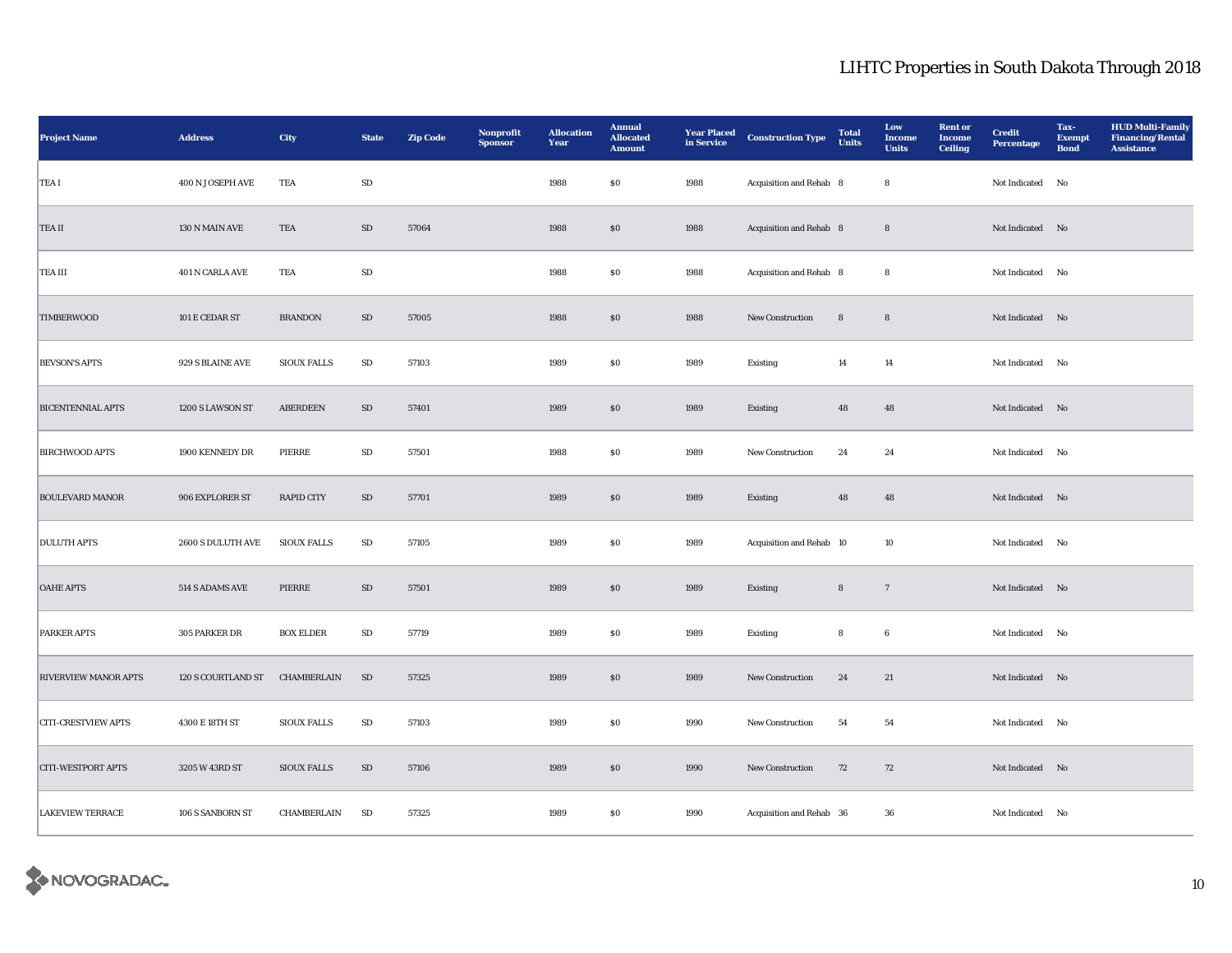# LIHTC Properties in South Dakota Through 2018

| Project Name | Address | City | State | Zip Code | Nonprofit Sponsor | Allocation Year | Annual Allocated Amount | Year Placed in Service | Construction Type | Total Units | Low Income Units | Rent or Income Ceiling | Credit Percentage | Tax-Exempt Bond | HUD Multi-Family Financing/Rental Assistance |
|---|---|---|---|---|---|---|---|---|---|---|---|---|---|---|---|
| TEA I | 400 N JOSEPH AVE | TEA | SD | | | 1988 | $0 | 1988 | Acquisition and Rehab | 8 | 8 | | Not Indicated | No | |
| TEA II | 130 N MAIN AVE | TEA | SD | 57064 | | 1988 | $0 | 1988 | Acquisition and Rehab | 8 | 8 | | Not Indicated | No | |
| TEA III | 401 N CARLA AVE | TEA | SD | | | 1988 | $0 | 1988 | Acquisition and Rehab | 8 | 8 | | Not Indicated | No | |
| TIMBERWOOD | 101 E CEDAR ST | BRANDON | SD | 57005 | | 1988 | $0 | 1988 | New Construction | 8 | 8 | | Not Indicated | No | |
| BEVSON'S APTS | 929 S BLAINE AVE | SIOUX FALLS | SD | 57103 | | 1989 | $0 | 1989 | Existing | 14 | 14 | | Not Indicated | No | |
| BICENTENNIAL APTS | 1200 S LAWSON ST | ABERDEEN | SD | 57401 | | 1989 | $0 | 1989 | Existing | 48 | 48 | | Not Indicated | No | |
| BIRCHWOOD APTS | 1900 KENNEDY DR | PIERRE | SD | 57501 | | 1988 | $0 | 1989 | New Construction | 24 | 24 | | Not Indicated | No | |
| BOULEVARD MANOR | 906 EXPLORER ST | RAPID CITY | SD | 57701 | | 1989 | $0 | 1989 | Existing | 48 | 48 | | Not Indicated | No | |
| DULUTH APTS | 2600 S DULUTH AVE | SIOUX FALLS | SD | 57105 | | 1989 | $0 | 1989 | Acquisition and Rehab | 10 | 10 | | Not Indicated | No | |
| OAHE APTS | 514 S ADAMS AVE | PIERRE | SD | 57501 | | 1989 | $0 | 1989 | Existing | 8 | 7 | | Not Indicated | No | |
| PARKER APTS | 305 PARKER DR | BOX ELDER | SD | 57719 | | 1989 | $0 | 1989 | Existing | 8 | 6 | | Not Indicated | No | |
| RIVERVIEW MANOR APTS | 120 S COURTLAND ST | CHAMBERLAIN | SD | 57325 | | 1989 | $0 | 1989 | New Construction | 24 | 21 | | Not Indicated | No | |
| CITI-CRESTVIEW APTS | 4300 E 18TH ST | SIOUX FALLS | SD | 57103 | | 1989 | $0 | 1990 | New Construction | 54 | 54 | | Not Indicated | No | |
| CITI-WESTPORT APTS | 3205 W 43RD ST | SIOUX FALLS | SD | 57106 | | 1989 | $0 | 1990 | New Construction | 72 | 72 | | Not Indicated | No | |
| LAKEVIEW TERRACE | 106 S SANBORN ST | CHAMBERLAIN | SD | 57325 | | 1989 | $0 | 1990 | Acquisition and Rehab | 36 | 36 | | Not Indicated | No | |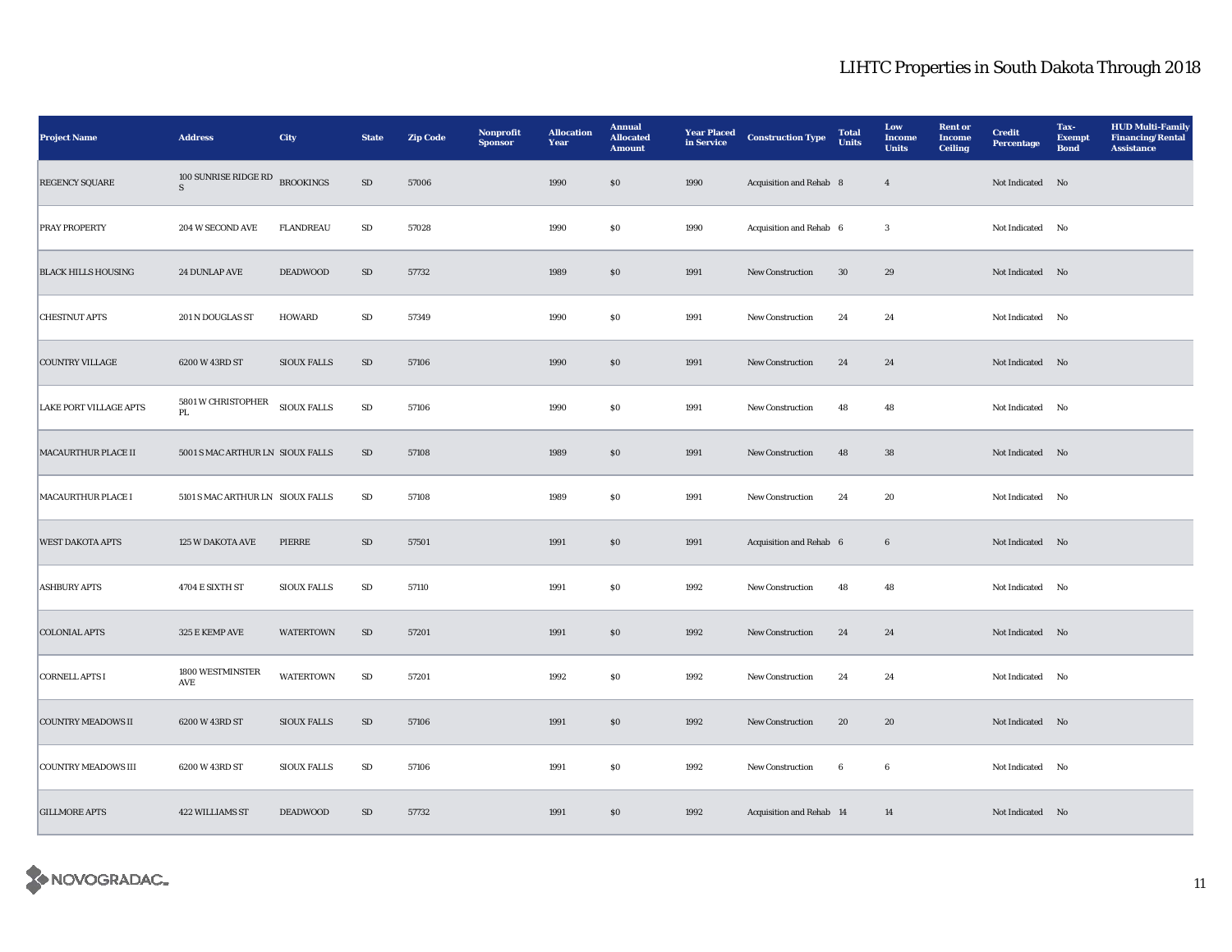# LIHTC Properties in South Dakota Through 2018

| Project Name | Address | City | State | Zip Code | Nonprofit Sponsor | Allocation Year | Annual Allocated Amount | Year Placed in Service | Construction Type | Total Units | Low Income Units | Rent or Income Ceiling | Credit Percentage | Tax-Exempt Bond | HUD Multi-Family Financing/Rental Assistance |
|---|---|---|---|---|---|---|---|---|---|---|---|---|---|---|---|
| REGENCY SQUARE | 100 SUNRISE RIDGE RD S | BROOKINGS | SD | 57006 | | 1990 | $0 | 1990 | Acquisition and Rehab | 8 | 4 | | Not Indicated | No | |
| PRAY PROPERTY | 204 W SECOND AVE | FLANDREAU | SD | 57028 | | 1990 | $0 | 1990 | Acquisition and Rehab | 6 | 3 | | Not Indicated | No | |
| BLACK HILLS HOUSING | 24 DUNLAP AVE | DEADWOOD | SD | 57732 | | 1989 | $0 | 1991 | New Construction | 30 | 29 | | Not Indicated | No | |
| CHESTNUT APTS | 201 N DOUGLAS ST | HOWARD | SD | 57349 | | 1990 | $0 | 1991 | New Construction | 24 | 24 | | Not Indicated | No | |
| COUNTRY VILLAGE | 6200 W 43RD ST | SIOUX FALLS | SD | 57106 | | 1990 | $0 | 1991 | New Construction | 24 | 24 | | Not Indicated | No | |
| LAKE PORT VILLAGE APTS | 5801 W CHRISTOPHER PL | SIOUX FALLS | SD | 57106 | | 1990 | $0 | 1991 | New Construction | 48 | 48 | | Not Indicated | No | |
| MACAURTHUR PLACE II | 5001 S MAC ARTHUR LN | SIOUX FALLS | SD | 57108 | | 1989 | $0 | 1991 | New Construction | 48 | 38 | | Not Indicated | No | |
| MACAURTHUR PLACE I | 5101 S MAC ARTHUR LN | SIOUX FALLS | SD | 57108 | | 1989 | $0 | 1991 | New Construction | 24 | 20 | | Not Indicated | No | |
| WEST DAKOTA APTS | 125 W DAKOTA AVE | PIERRE | SD | 57501 | | 1991 | $0 | 1991 | Acquisition and Rehab | 6 | 6 | | Not Indicated | No | |
| ASHBURY APTS | 4704 E SIXTH ST | SIOUX FALLS | SD | 57110 | | 1991 | $0 | 1992 | New Construction | 48 | 48 | | Not Indicated | No | |
| COLONIAL APTS | 325 E KEMP AVE | WATERTOWN | SD | 57201 | | 1991 | $0 | 1992 | New Construction | 24 | 24 | | Not Indicated | No | |
| CORNELL APTS I | 1800 WESTMINSTER AVE | WATERTOWN | SD | 57201 | | 1992 | $0 | 1992 | New Construction | 24 | 24 | | Not Indicated | No | |
| COUNTRY MEADOWS II | 6200 W 43RD ST | SIOUX FALLS | SD | 57106 | | 1991 | $0 | 1992 | New Construction | 20 | 20 | | Not Indicated | No | |
| COUNTRY MEADOWS III | 6200 W 43RD ST | SIOUX FALLS | SD | 57106 | | 1991 | $0 | 1992 | New Construction | 6 | 6 | | Not Indicated | No | |
| GILLMORE APTS | 422 WILLIAMS ST | DEADWOOD | SD | 57732 | | 1991 | $0 | 1992 | Acquisition and Rehab | 14 | 14 | | Not Indicated | No | |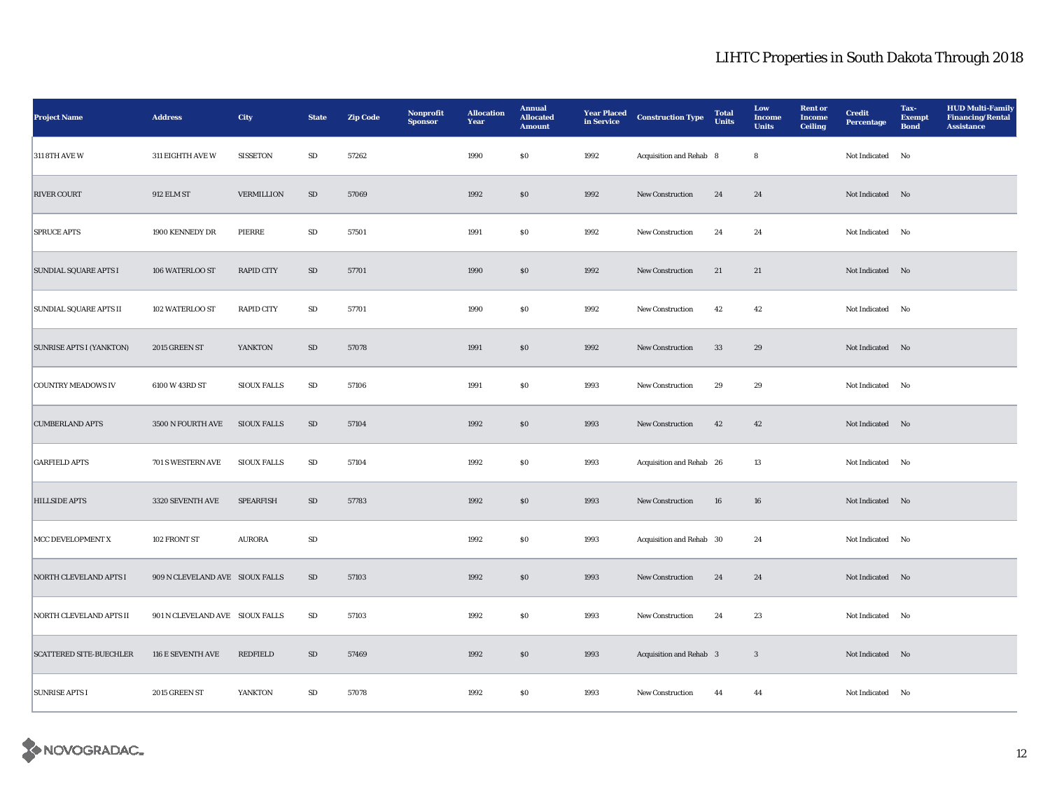## LIHTC Properties in South Dakota Through 2018

| Project Name | Address | City | State | Zip Code | Nonprofit Sponsor | Allocation Year | Annual Allocated Amount | Year Placed in Service | Construction Type | Total Units | Low Income Units | Rent or Income Ceiling | Credit Percentage | Tax-Exempt Bond | HUD Multi-Family Financing/Rental Assistance |
|---|---|---|---|---|---|---|---|---|---|---|---|---|---|---|---|
| 311 8TH AVE W | 311 EIGHTH AVE W | SISSETON | SD | 57262 | | 1990 | $0 | 1992 | Acquisition and Rehab | 8 | 8 | | Not Indicated | No | |
| RIVER COURT | 912 ELM ST | VERMILLION | SD | 57069 | | 1992 | $0 | 1992 | New Construction | 24 | 24 | | Not Indicated | No | |
| SPRUCE APTS | 1900 KENNEDY DR | PIERRE | SD | 57501 | | 1991 | $0 | 1992 | New Construction | 24 | 24 | | Not Indicated | No | |
| SUNDIAL SQUARE APTS I | 106 WATERLOO ST | RAPID CITY | SD | 57701 | | 1990 | $0 | 1992 | New Construction | 21 | 21 | | Not Indicated | No | |
| SUNDIAL SQUARE APTS II | 102 WATERLOO ST | RAPID CITY | SD | 57701 | | 1990 | $0 | 1992 | New Construction | 42 | 42 | | Not Indicated | No | |
| SUNRISE APTS I (YANKTON) | 2015 GREEN ST | YANKTON | SD | 57078 | | 1991 | $0 | 1992 | New Construction | 33 | 29 | | Not Indicated | No | |
| COUNTRY MEADOWS IV | 6100 W 43RD ST | SIOUX FALLS | SD | 57106 | | 1991 | $0 | 1993 | New Construction | 29 | 29 | | Not Indicated | No | |
| CUMBERLAND APTS | 3500 N FOURTH AVE | SIOUX FALLS | SD | 57104 | | 1992 | $0 | 1993 | New Construction | 42 | 42 | | Not Indicated | No | |
| GARFIELD APTS | 701 S WESTERN AVE | SIOUX FALLS | SD | 57104 | | 1992 | $0 | 1993 | Acquisition and Rehab | 26 | 13 | | Not Indicated | No | |
| HILLSIDE APTS | 3320 SEVENTH AVE | SPEARFISH | SD | 57783 | | 1992 | $0 | 1993 | New Construction | 16 | 16 | | Not Indicated | No | |
| MCC DEVELOPMENT X | 102 FRONT ST | AURORA | SD | | | 1992 | $0 | 1993 | Acquisition and Rehab | 30 | 24 | | Not Indicated | No | |
| NORTH CLEVELAND APTS I | 909 N CLEVELAND AVE | SIOUX FALLS | SD | 57103 | | 1992 | $0 | 1993 | New Construction | 24 | 24 | | Not Indicated | No | |
| NORTH CLEVELAND APTS II | 901 N CLEVELAND AVE | SIOUX FALLS | SD | 57103 | | 1992 | $0 | 1993 | New Construction | 24 | 23 | | Not Indicated | No | |
| SCATTERED SITE-BUECHLER | 116 E SEVENTH AVE | REDFIELD | SD | 57469 | | 1992 | $0 | 1993 | Acquisition and Rehab | 3 | 3 | | Not Indicated | No | |
| SUNRISE APTS I | 2015 GREEN ST | YANKTON | SD | 57078 | | 1992 | $0 | 1993 | New Construction | 44 | 44 | | Not Indicated | No | |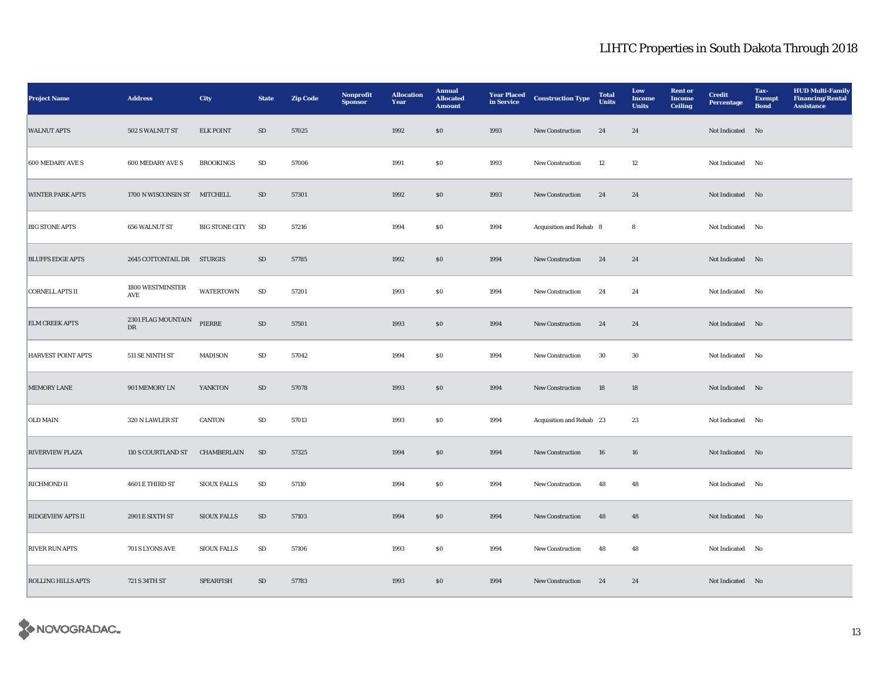# LIHTC Properties in South Dakota Through 2018

| Project Name | Address | City | State | Zip Code | Nonprofit Sponsor | Allocation Year | Annual Allocated Amount | Year Placed in Service | Construction Type | Total Units | Low Income Units | Rent or Income Ceiling | Credit Percentage | Tax-Exempt Bond | HUD Multi-Family Financing/Rental Assistance |
|---|---|---|---|---|---|---|---|---|---|---|---|---|---|---|---|
| WALNUT APTS | 502 S WALNUT ST | ELK POINT | SD | 57025 | | 1992 | $0 | 1993 | New Construction | 24 | 24 | | Not Indicated | No | |
| 600 MEDARY AVE S | 600 MEDARY AVE S | BROOKINGS | SD | 57006 | | 1991 | $0 | 1993 | New Construction | 12 | 12 | | Not Indicated | No | |
| WINTER PARK APTS | 1700 N WISCONSIN ST | MITCHELL | SD | 57301 | | 1992 | $0 | 1993 | New Construction | 24 | 24 | | Not Indicated | No | |
| BIG STONE APTS | 656 WALNUT ST | BIG STONE CITY | SD | 57216 | | 1994 | $0 | 1994 | Acquisition and Rehab | 8 | 8 | | Not Indicated | No | |
| BLUFFS EDGE APTS | 2645 COTTONTAIL DR | STURGIS | SD | 57785 | | 1992 | $0 | 1994 | New Construction | 24 | 24 | | Not Indicated | No | |
| CORNELL APTS II | 1800 WESTMINSTER AVE | WATERTOWN | SD | 57201 | | 1993 | $0 | 1994 | New Construction | 24 | 24 | | Not Indicated | No | |
| ELM CREEK APTS | 2301 FLAG MOUNTAIN DR | PIERRE | SD | 57501 | | 1993 | $0 | 1994 | New Construction | 24 | 24 | | Not Indicated | No | |
| HARVEST POINT APTS | 511 SE NINTH ST | MADISON | SD | 57042 | | 1994 | $0 | 1994 | New Construction | 30 | 30 | | Not Indicated | No | |
| MEMORY LANE | 901 MEMORY LN | YANKTON | SD | 57078 | | 1993 | $0 | 1994 | New Construction | 18 | 18 | | Not Indicated | No | |
| OLD MAIN | 320 N LAWLER ST | CANTON | SD | 57013 | | 1993 | $0 | 1994 | Acquisition and Rehab | 23 | 23 | | Not Indicated | No | |
| RIVERVIEW PLAZA | 110 S COURTLAND ST | CHAMBERLAIN | SD | 57325 | | 1994 | $0 | 1994 | New Construction | 16 | 16 | | Not Indicated | No | |
| RICHMOND II | 4601 E THIRD ST | SIOUX FALLS | SD | 57110 | | 1994 | $0 | 1994 | New Construction | 48 | 48 | | Not Indicated | No | |
| RIDGEVIEW APTS II | 2901 E SIXTH ST | SIOUX FALLS | SD | 57103 | | 1994 | $0 | 1994 | New Construction | 48 | 48 | | Not Indicated | No | |
| RIVER RUN APTS | 701 S LYONS AVE | SIOUX FALLS | SD | 57106 | | 1993 | $0 | 1994 | New Construction | 48 | 48 | | Not Indicated | No | |
| ROLLING HILLS APTS | 721 S 34TH ST | SPEARFISH | SD | 57783 | | 1993 | $0 | 1994 | New Construction | 24 | 24 | | Not Indicated | No | |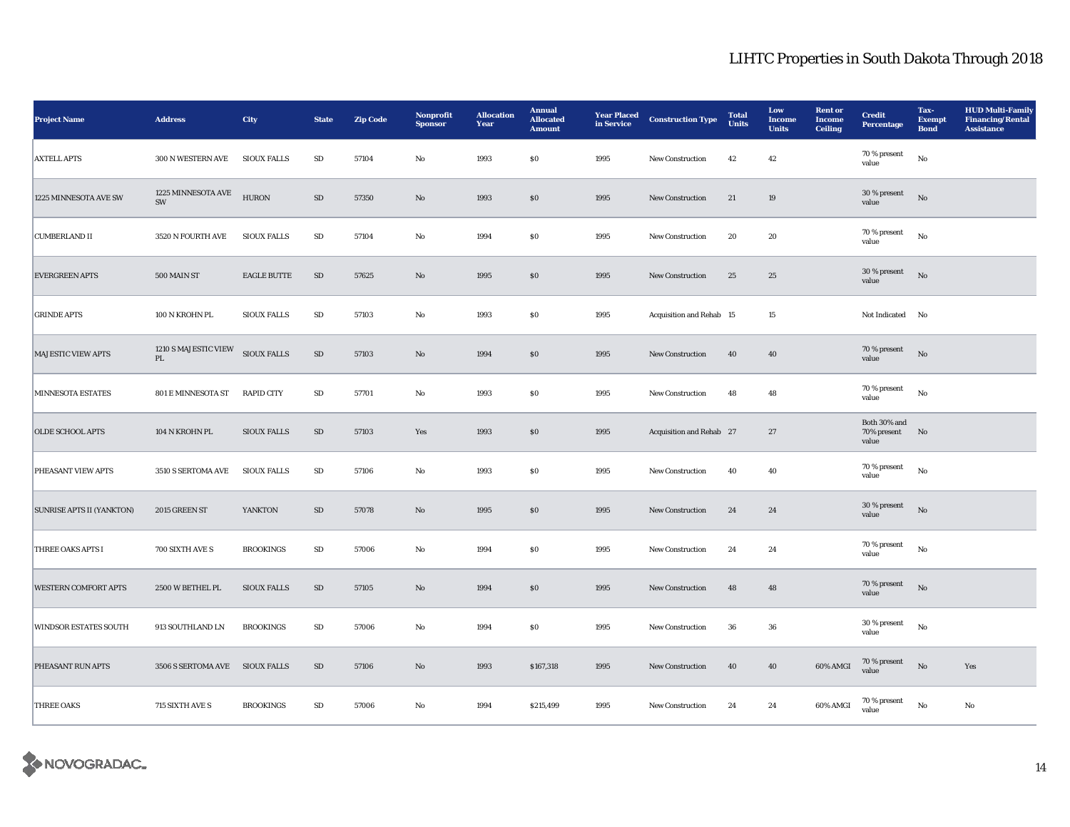## LIHTC Properties in South Dakota Through 2018

| Project Name | Address | City | State | Zip Code | Nonprofit Sponsor | Allocation Year | Annual Allocated Amount | Year Placed in Service | Construction Type | Total Units | Low Income Units | Rent or Income Ceiling | Credit Percentage | Tax-Exempt Bond | HUD Multi-Family Financing/Rental Assistance |
|---|---|---|---|---|---|---|---|---|---|---|---|---|---|---|---|
| AXTELL APTS | 300 N WESTERN AVE | SIOUX FALLS | SD | 57104 | No | 1993 | $0 | 1995 | New Construction | 42 | 42 | | 70 % present value | No | |
| 1225 MINNESOTA AVE SW | 1225 MINNESOTA AVE SW | HURON | SD | 57350 | No | 1993 | $0 | 1995 | New Construction | 21 | 19 | | 30 % present value | No | |
| CUMBERLAND II | 3520 N FOURTH AVE | SIOUX FALLS | SD | 57104 | No | 1994 | $0 | 1995 | New Construction | 20 | 20 | | 70 % present value | No | |
| EVERGREEN APTS | 500 MAIN ST | EAGLE BUTTE | SD | 57625 | No | 1995 | $0 | 1995 | New Construction | 25 | 25 | | 30 % present value | No | |
| GRINDE APTS | 100 N KROHN PL | SIOUX FALLS | SD | 57103 | No | 1993 | $0 | 1995 | Acquisition and Rehab | 15 | 15 | | Not Indicated | No | |
| MAJESTIC VIEW APTS | 1210 S MAJESTIC VIEW PL | SIOUX FALLS | SD | 57103 | No | 1994 | $0 | 1995 | New Construction | 40 | 40 | | 70 % present value | No | |
| MINNESOTA ESTATES | 801 E MINNESOTA ST | RAPID CITY | SD | 57701 | No | 1993 | $0 | 1995 | New Construction | 48 | 48 | | 70 % present value | No | |
| OLDE SCHOOL APTS | 104 N KROHN PL | SIOUX FALLS | SD | 57103 | Yes | 1993 | $0 | 1995 | Acquisition and Rehab | 27 | 27 | | Both 30% and 70% present value | No | |
| PHEASANT VIEW APTS | 3510 S SERTOMA AVE | SIOUX FALLS | SD | 57106 | No | 1993 | $0 | 1995 | New Construction | 40 | 40 | | 70 % present value | No | |
| SUNRISE APTS II (YANKTON) | 2015 GREEN ST | YANKTON | SD | 57078 | No | 1995 | $0 | 1995 | New Construction | 24 | 24 | | 30 % present value | No | |
| THREE OAKS APTS I | 700 SIXTH AVE S | BROOKINGS | SD | 57006 | No | 1994 | $0 | 1995 | New Construction | 24 | 24 | | 70 % present value | No | |
| WESTERN COMFORT APTS | 2500 W BETHEL PL | SIOUX FALLS | SD | 57105 | No | 1994 | $0 | 1995 | New Construction | 48 | 48 | | 70 % present value | No | |
| WINDSOR ESTATES SOUTH | 913 SOUTHLAND LN | BROOKINGS | SD | 57006 | No | 1994 | $0 | 1995 | New Construction | 36 | 36 | | 30 % present value | No | |
| PHEASANT RUN APTS | 3506 S SERTOMA AVE | SIOUX FALLS | SD | 57106 | No | 1993 | $167,318 | 1995 | New Construction | 40 | 40 | 60% AMGI | 70 % present value | No | Yes |
| THREE OAKS | 715 SIXTH AVE S | BROOKINGS | SD | 57006 | No | 1994 | $215,499 | 1995 | New Construction | 24 | 24 | 60% AMGI | 70 % present value | No | No |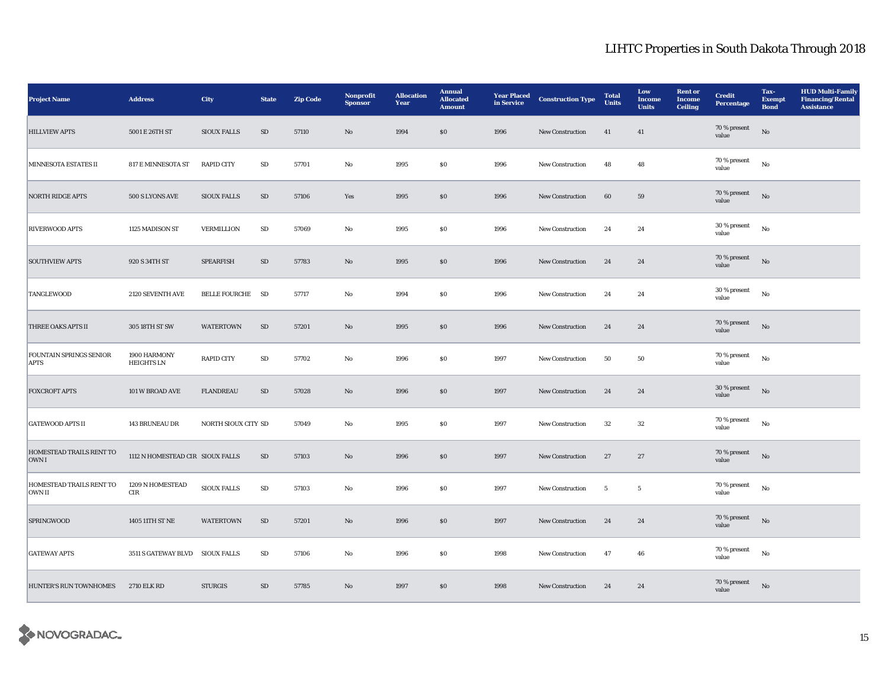# LIHTC Properties in South Dakota Through 2018

| Project Name | Address | City | State | Zip Code | Nonprofit Sponsor | Allocation Year | Annual Allocated Amount | Year Placed in Service | Construction Type | Total Units | Low Income Units | Rent or Income Ceiling | Credit Percentage | Tax-Exempt Bond | HUD Multi-Family Financing/Rental Assistance |
|---|---|---|---|---|---|---|---|---|---|---|---|---|---|---|---|
| HILLVIEW APTS | 5001 E 26TH ST | SIOUX FALLS | SD | 57110 | No | 1994 | $0 | 1996 | New Construction | 41 | 41 | | 70 % present value | No | |
| MINNESOTA ESTATES II | 817 E MINNESOTA ST | RAPID CITY | SD | 57701 | No | 1995 | $0 | 1996 | New Construction | 48 | 48 | | 70 % present value | No | |
| NORTH RIDGE APTS | 500 S LYONS AVE | SIOUX FALLS | SD | 57106 | Yes | 1995 | $0 | 1996 | New Construction | 60 | 59 | | 70 % present value | No | |
| RIVERWOOD APTS | 1125 MADISON ST | VERMILLION | SD | 57069 | No | 1995 | $0 | 1996 | New Construction | 24 | 24 | | 30 % present value | No | |
| SOUTHVIEW APTS | 920 S 34TH ST | SPEARFISH | SD | 57783 | No | 1995 | $0 | 1996 | New Construction | 24 | 24 | | 70 % present value | No | |
| TANGLEWOOD | 2120 SEVENTH AVE | BELLE FOURCHE | SD | 57717 | No | 1994 | $0 | 1996 | New Construction | 24 | 24 | | 30 % present value | No | |
| THREE OAKS APTS II | 305 18TH ST SW | WATERTOWN | SD | 57201 | No | 1995 | $0 | 1996 | New Construction | 24 | 24 | | 70 % present value | No | |
| FOUNTAIN SPRINGS SENIOR APTS | 1900 HARMONY HEIGHTS LN | RAPID CITY | SD | 57702 | No | 1996 | $0 | 1997 | New Construction | 50 | 50 | | 70 % present value | No | |
| FOXCROFT APTS | 101 W BROAD AVE | FLANDREAU | SD | 57028 | No | 1996 | $0 | 1997 | New Construction | 24 | 24 | | 30 % present value | No | |
| GATEWOOD APTS II | 143 BRUNEAU DR | NORTH SIOUX CITY | SD | 57049 | No | 1995 | $0 | 1997 | New Construction | 32 | 32 | | 70 % present value | No | |
| HOMESTEAD TRAILS RENT TO OWN I | 1112 N HOMESTEAD CIR | SIOUX FALLS | SD | 57103 | No | 1996 | $0 | 1997 | New Construction | 27 | 27 | | 70 % present value | No | |
| HOMESTEAD TRAILS RENT TO OWN II | 1209 N HOMESTEAD CIR | SIOUX FALLS | SD | 57103 | No | 1996 | $0 | 1997 | New Construction | 5 | 5 | | 70 % present value | No | |
| SPRINGWOOD | 1405 11TH ST NE | WATERTOWN | SD | 57201 | No | 1996 | $0 | 1997 | New Construction | 24 | 24 | | 70 % present value | No | |
| GATEWAY APTS | 3511 S GATEWAY BLVD | SIOUX FALLS | SD | 57106 | No | 1996 | $0 | 1998 | New Construction | 47 | 46 | | 70 % present value | No | |
| HUNTER'S RUN TOWNHOMES | 2710 ELK RD | STURGIS | SD | 57785 | No | 1997 | $0 | 1998 | New Construction | 24 | 24 | | 70 % present value | No | |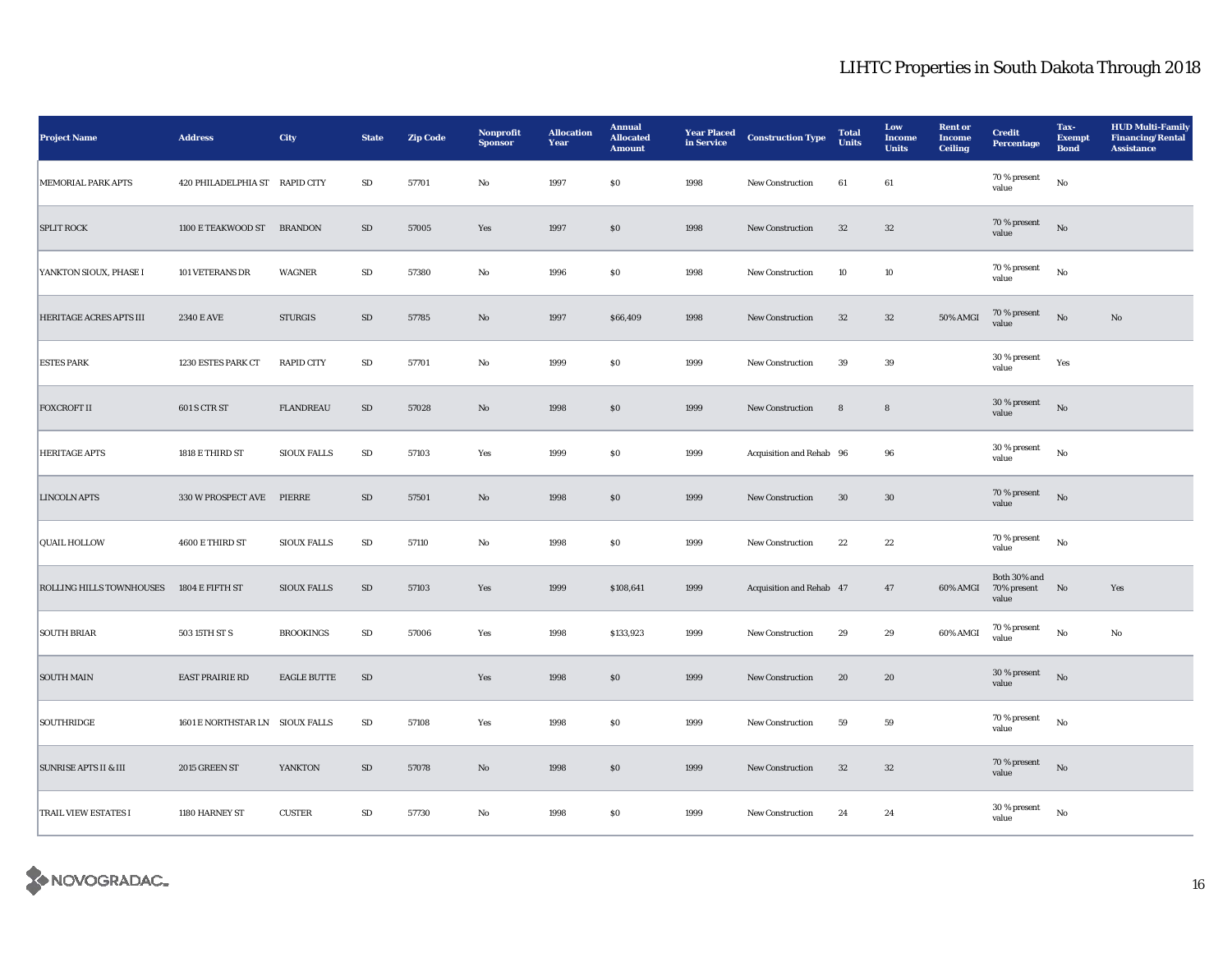# LIHTC Properties in South Dakota Through 2018

| Project Name | Address | City | State | Zip Code | Nonprofit Sponsor | Allocation Year | Annual Allocated Amount | Year Placed in Service | Construction Type | Total Units | Low Income Units | Rent or Income Ceiling | Credit Percentage | Tax-Exempt Bond | HUD Multi-Family Financing/Rental Assistance |
|---|---|---|---|---|---|---|---|---|---|---|---|---|---|---|---|
| MEMORIAL PARK APTS | 420 PHILADELPHIA ST | RAPID CITY | SD | 57701 | No | 1997 | $0 | 1998 | New Construction | 61 | 61 | | 70 % present value | No | |
| SPLIT ROCK | 1100 E TEAKWOOD ST | BRANDON | SD | 57005 | Yes | 1997 | $0 | 1998 | New Construction | 32 | 32 | | 70 % present value | No | |
| YANKTON SIOUX, PHASE I | 101 VETERANS DR | WAGNER | SD | 57380 | No | 1996 | $0 | 1998 | New Construction | 10 | 10 | | 70 % present value | No | |
| HERITAGE ACRES APTS III | 2340 E AVE | STURGIS | SD | 57785 | No | 1997 | $66,409 | 1998 | New Construction | 32 | 32 | 50% AMGI | 70 % present value | No | No |
| ESTES PARK | 1230 ESTES PARK CT | RAPID CITY | SD | 57701 | No | 1999 | $0 | 1999 | New Construction | 39 | 39 | | 30 % present value | Yes | |
| FOXCROFT II | 601 S CTR ST | FLANDREAU | SD | 57028 | No | 1998 | $0 | 1999 | New Construction | 8 | 8 | | 30 % present value | No | |
| HERITAGE APTS | 1818 E THIRD ST | SIOUX FALLS | SD | 57103 | Yes | 1999 | $0 | 1999 | Acquisition and Rehab | 96 | 96 | | 30 % present value | No | |
| LINCOLN APTS | 330 W PROSPECT AVE | PIERRE | SD | 57501 | No | 1998 | $0 | 1999 | New Construction | 30 | 30 | | 70 % present value | No | |
| QUAIL HOLLOW | 4600 E THIRD ST | SIOUX FALLS | SD | 57110 | No | 1998 | $0 | 1999 | New Construction | 22 | 22 | | 70 % present value | No | |
| ROLLING HILLS TOWNHOUSES | 1804 E FIFTH ST | SIOUX FALLS | SD | 57103 | Yes | 1999 | $108,641 | 1999 | Acquisition and Rehab | 47 | 47 | 60% AMGI | Both 30% and 70% present value | No | Yes |
| SOUTH BRIAR | 503 15TH ST S | BROOKINGS | SD | 57006 | Yes | 1998 | $133,923 | 1999 | New Construction | 29 | 29 | 60% AMGI | 70 % present value | No | No |
| SOUTH MAIN | EAST PRAIRIE RD | EAGLE BUTTE | SD | | Yes | 1998 | $0 | 1999 | New Construction | 20 | 20 | | 30 % present value | No | |
| SOUTHRIDGE | 1601 E NORTHSTAR LN | SIOUX FALLS | SD | 57108 | Yes | 1998 | $0 | 1999 | New Construction | 59 | 59 | | 70 % present value | No | |
| SUNRISE APTS II & III | 2015 GREEN ST | YANKTON | SD | 57078 | No | 1998 | $0 | 1999 | New Construction | 32 | 32 | | 70 % present value | No | |
| TRAIL VIEW ESTATES I | 1180 HARNEY ST | CUSTER | SD | 57730 | No | 1998 | $0 | 1999 | New Construction | 24 | 24 | | 30 % present value | No | |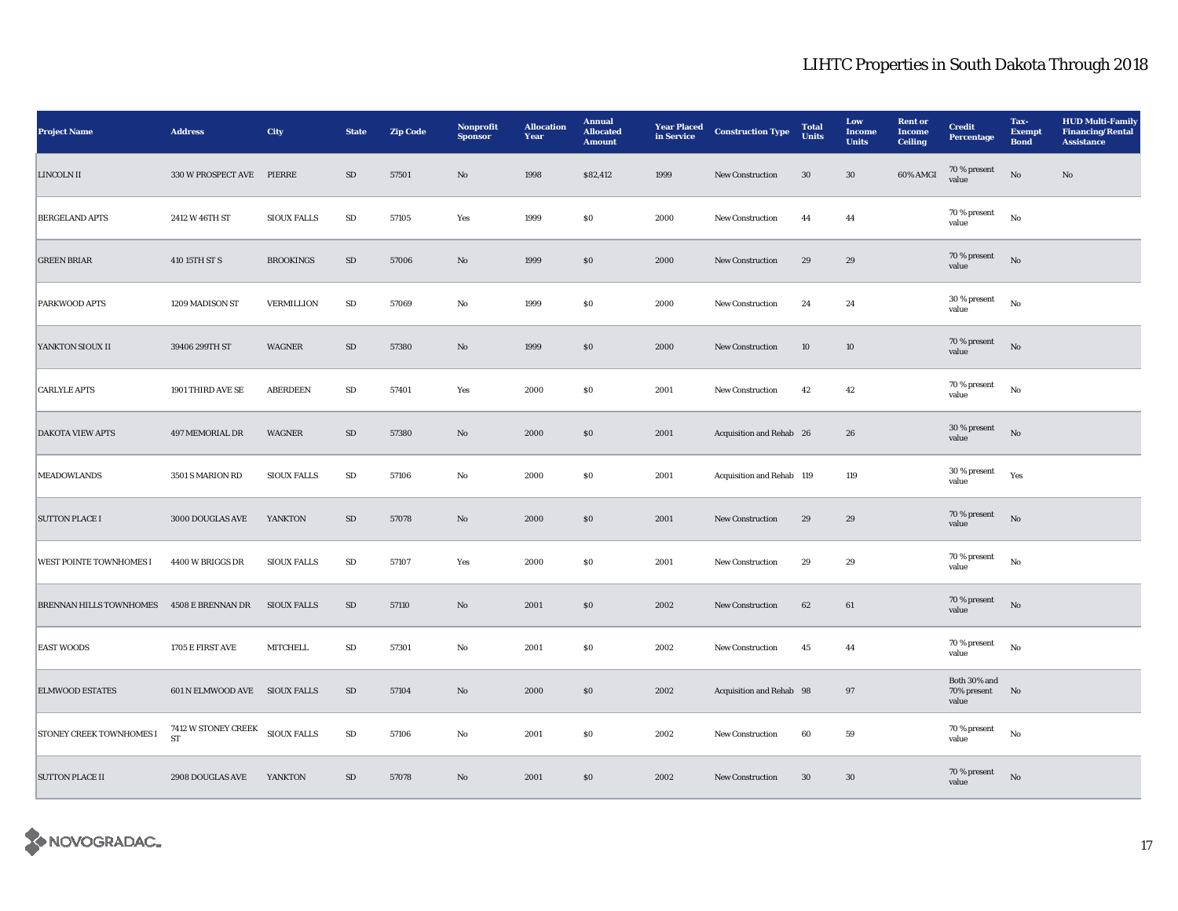# LIHTC Properties in South Dakota Through 2018

| Project Name | Address | City | State | Zip Code | Nonprofit Sponsor | Allocation Year | Annual Allocated Amount | Year Placed in Service | Construction Type | Total Units | Low Income Units | Rent or Income Ceiling | Credit Percentage | Tax-Exempt Bond | HUD Multi-Family Financing/Rental Assistance |
|---|---|---|---|---|---|---|---|---|---|---|---|---|---|---|---|
| LINCOLN II | 330 W PROSPECT AVE | PIERRE | SD | 57501 | No | 1998 | $82,412 | 1999 | New Construction | 30 | 30 | 60% AMGI | 70 % present value | No | No |
| BERGELAND APTS | 2412 W 46TH ST | SIOUX FALLS | SD | 57105 | Yes | 1999 | $0 | 2000 | New Construction | 44 | 44 | | 70 % present value | No | |
| GREEN BRIAR | 410 15TH ST S | BROOKINGS | SD | 57006 | No | 1999 | $0 | 2000 | New Construction | 29 | 29 | | 70 % present value | No | |
| PARKWOOD APTS | 1209 MADISON ST | VERMILLION | SD | 57069 | No | 1999 | $0 | 2000 | New Construction | 24 | 24 | | 30 % present value | No | |
| YANKTON SIOUX II | 39406 299TH ST | WAGNER | SD | 57380 | No | 1999 | $0 | 2000 | New Construction | 10 | 10 | | 70 % present value | No | |
| CARLYLE APTS | 1901 THIRD AVE SE | ABERDEEN | SD | 57401 | Yes | 2000 | $0 | 2001 | New Construction | 42 | 42 | | 70 % present value | No | |
| DAKOTA VIEW APTS | 497 MEMORIAL DR | WAGNER | SD | 57380 | No | 2000 | $0 | 2001 | Acquisition and Rehab | 26 | 26 | | 30 % present value | No | |
| MEADOWLANDS | 3501 S MARION RD | SIOUX FALLS | SD | 57106 | No | 2000 | $0 | 2001 | Acquisition and Rehab | 119 | 119 | | 30 % present value | Yes | |
| SUTTON PLACE I | 3000 DOUGLAS AVE | YANKTON | SD | 57078 | No | 2000 | $0 | 2001 | New Construction | 29 | 29 | | 70 % present value | No | |
| WEST POINTE TOWNHOMES I | 4400 W BRIGGS DR | SIOUX FALLS | SD | 57107 | Yes | 2000 | $0 | 2001 | New Construction | 29 | 29 | | 70 % present value | No | |
| BRENNAN HILLS TOWNHOMES | 4508 E BRENNAN DR | SIOUX FALLS | SD | 57110 | No | 2001 | $0 | 2002 | New Construction | 62 | 61 | | 70 % present value | No | |
| EAST WOODS | 1705 E FIRST AVE | MITCHELL | SD | 57301 | No | 2001 | $0 | 2002 | New Construction | 45 | 44 | | 70 % present value | No | |
| ELMWOOD ESTATES | 601 N ELMWOOD AVE | SIOUX FALLS | SD | 57104 | No | 2000 | $0 | 2002 | Acquisition and Rehab | 98 | 97 | | Both 30% and 70% present value | No | |
| STONEY CREEK TOWNHOMES I | 7412 W STONEY CREEK ST | SIOUX FALLS | SD | 57106 | No | 2001 | $0 | 2002 | New Construction | 60 | 59 | | 70 % present value | No | |
| SUTTON PLACE II | 2908 DOUGLAS AVE | YANKTON | SD | 57078 | No | 2001 | $0 | 2002 | New Construction | 30 | 30 | | 70 % present value | No | |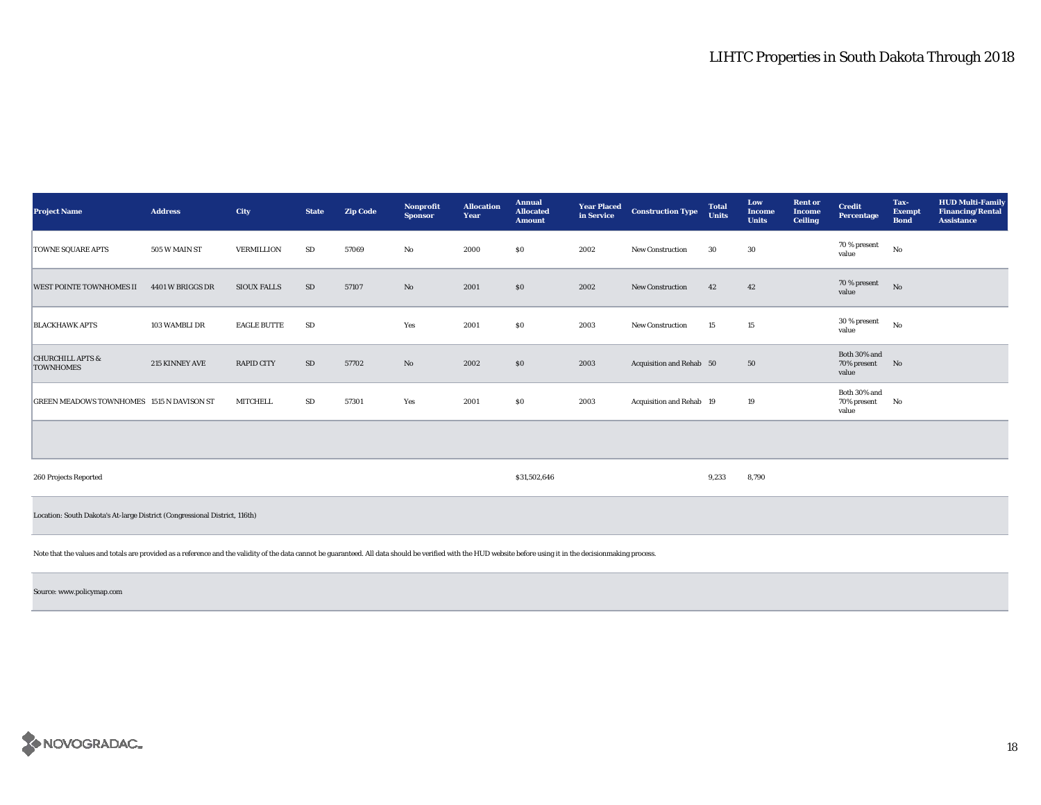| Project Name | Address | City | State | Zip Code | Nonprofit Sponsor | Allocation Year | Annual Allocated Amount | Year Placed in Service | Construction Type | Total Units | Low Income Units | Rent or Income Ceiling | Credit Percentage | Tax-Exempt Bond | HUD Multi-Family Financing/Rental Assistance |
|---|---|---|---|---|---|---|---|---|---|---|---|---|---|---|---|
| TOWNE SQUARE APTS | 505 W MAIN ST | VERMILLION | SD | 57069 | No | 2000 | $0 | 2002 | New Construction | 30 | 30 | | 70 % present value | No | |
| WEST POINTE TOWNHOMES II | 4401 W BRIGGS DR | SIOUX FALLS | SD | 57107 | No | 2001 | $0 | 2002 | New Construction | 42 | 42 | | 70 % present value | No | |
| BLACKHAWK APTS | 103 WAMBLI DR | EAGLE BUTTE | SD | | Yes | 2001 | $0 | 2003 | New Construction | 15 | 15 | | 30 % present value | No | |
| CHURCHILL APTS & TOWNHOMES | 215 KINNEY AVE | RAPID CITY | SD | 57702 | No | 2002 | $0 | 2003 | Acquisition and Rehab | 50 | 50 | | Both 30% and 70% present value | No | |
| GREEN MEADOWS TOWNHOMES | 1515 N DAVISON ST | MITCHELL | SD | 57301 | Yes | 2001 | $0 | 2003 | Acquisition and Rehab | 19 | 19 | | Both 30% and 70% present value | No | |
| | | | | | | | | | | | | | | | |
| 260 Projects Reported | | | | | | | $31,502,646 | | | 9,233 | 8,790 | | | | |

Location: South Dakota's At-large District (Congressional District, 116th)

Note that the values and totals are provided as a reference and the validity of the data cannot be guaranteed. All data should be verified with the HUD website before using it in the decisionmaking process.

Source: www.policymap.com